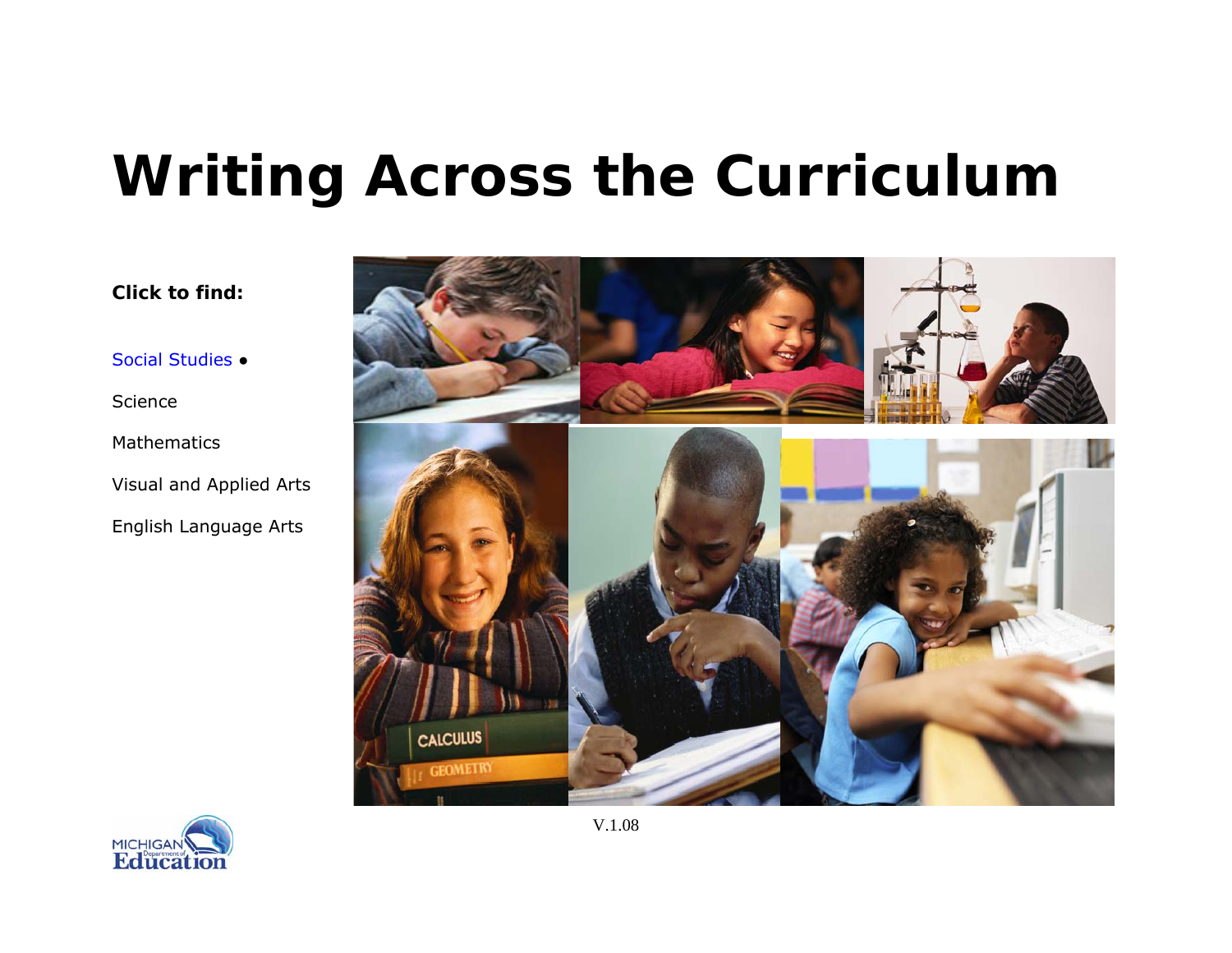# Writing Across the Curriculum

**Click to find:**

Social Studies •

Science

Mathematics

Visual and Applied Arts

English Language Arts

V.1.08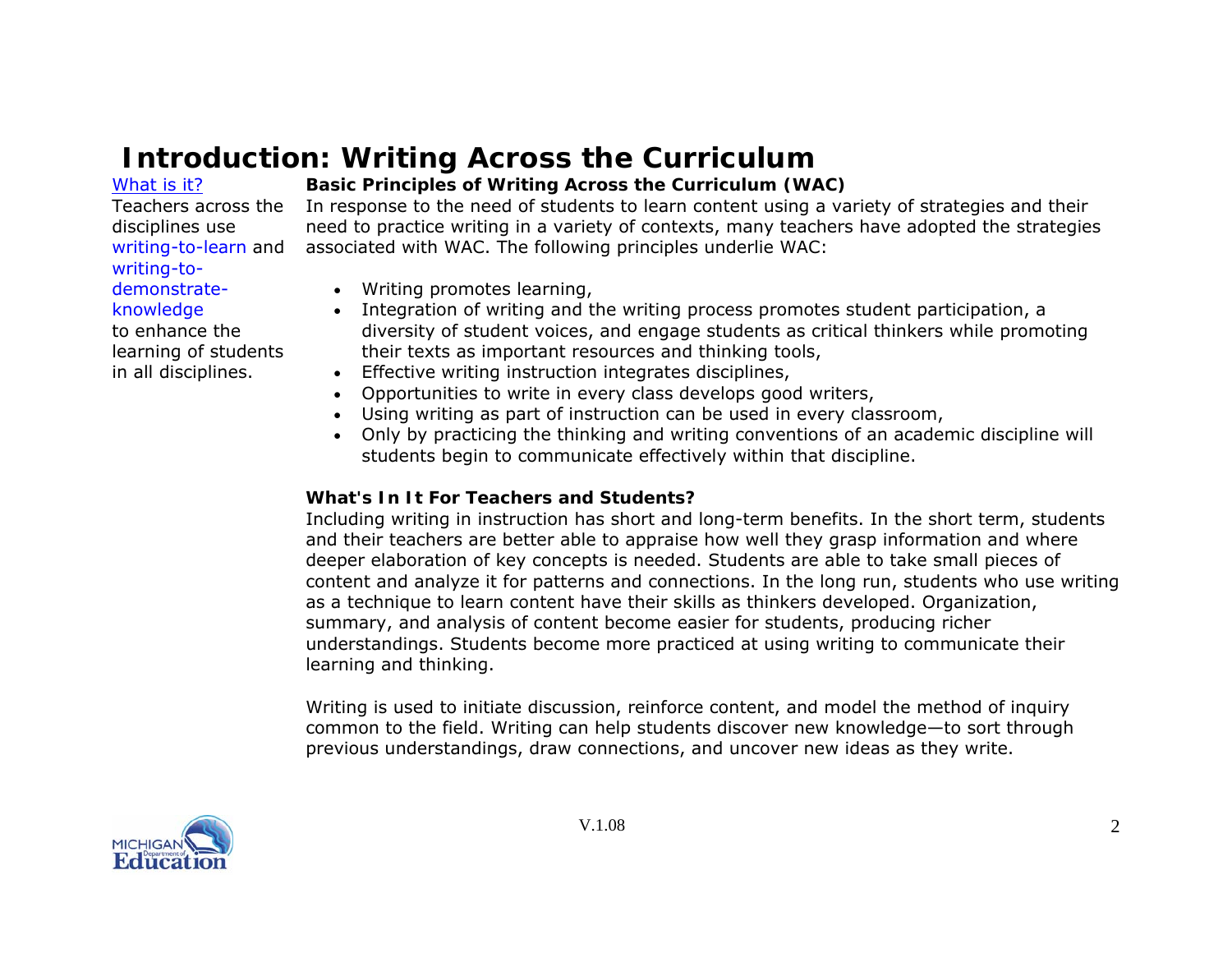# Introduction: Writing Across the Curriculum

What is it?

Teachers across the disciplines use writing-to-learn and writing-to-demonstrate-knowledge to enhance the learning of students in all disciplines.

**Basic Principles of Writing Across the Curriculum (WAC)**

In response to the need of students to learn content using a variety of strategies and their need to practice writing in a variety of contexts, many teachers have adopted the strategies associated with WAC. The following principles underlie WAC:

- Writing promotes learning,
- Integration of writing and the writing process promotes student participation, a diversity of student voices, and engage students as critical thinkers while promoting their texts as important resources and thinking tools,
- Effective writing instruction integrates disciplines,
- Opportunities to write in every class develops good writers,
- Using writing as part of instruction can be used in every classroom,
- Only by practicing the thinking and writing conventions of an academic discipline will students begin to communicate effectively within that discipline.

**What's In It For Teachers and Students?**

Including writing in instruction has short and long-term benefits. In the short term, students and their teachers are better able to appraise how well they grasp information and where deeper elaboration of key concepts is needed. Students are able to take small pieces of content and analyze it for patterns and connections. In the long run, students who use writing as a technique to learn content have their skills as thinkers developed. Organization, summary, and analysis of content become easier for students, producing richer understandings. Students become more practiced at using writing to communicate their learning and thinking.

Writing is used to initiate discussion, reinforce content, and model the method of inquiry common to the field. Writing can help students discover new knowledge—to sort through previous understandings, draw connections, and uncover new ideas as they write.

V.1.08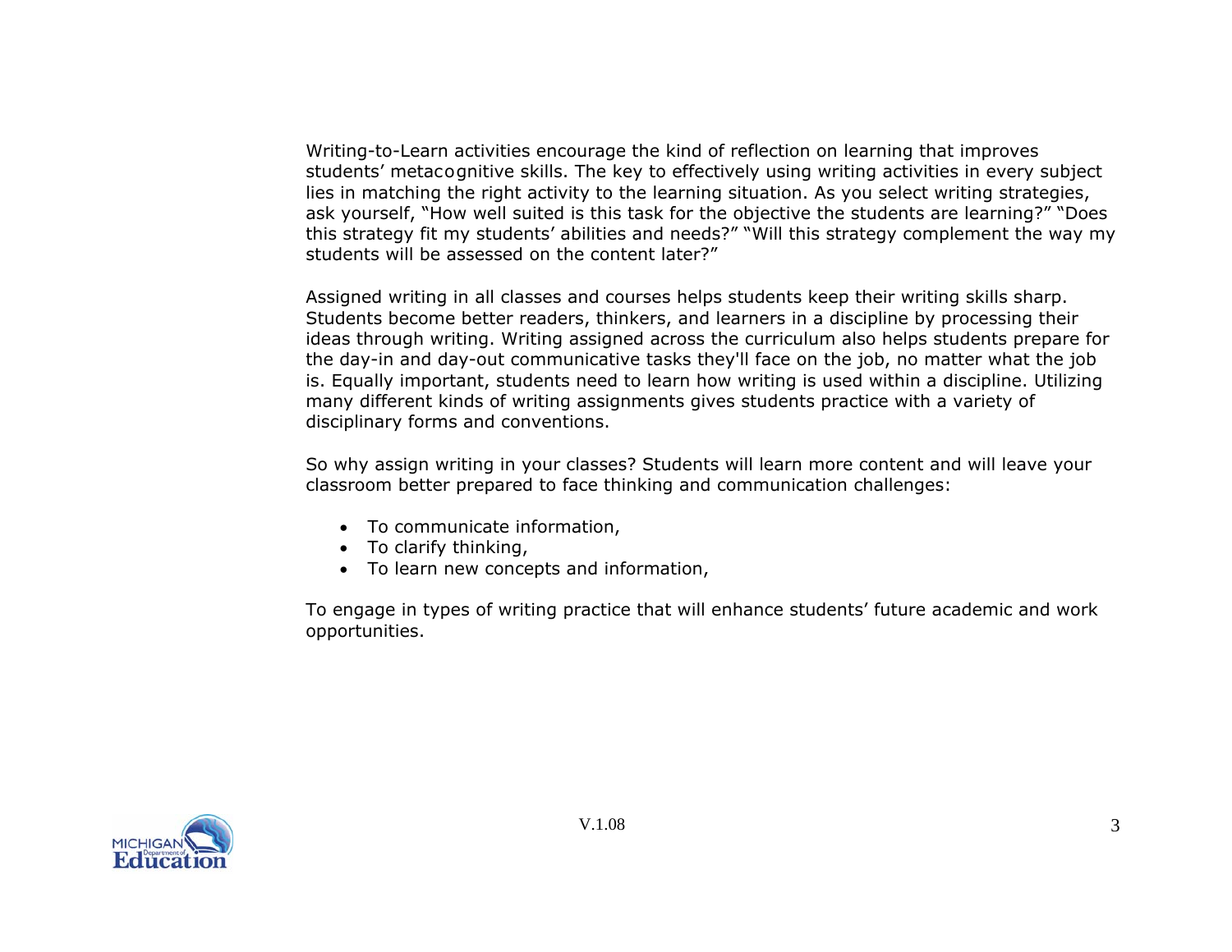Writing-to-Learn activities encourage the kind of reflection on learning that improves students' metacognitive skills. The key to effectively using writing activities in every subject lies in matching the right activity to the learning situation. As you select writing strategies, ask yourself, "How well suited is this task for the objective the students are learning?" "Does this strategy fit my students' abilities and needs?" "Will this strategy complement the way my students will be assessed on the content later?"

Assigned writing in all classes and courses helps students keep their writing skills sharp. Students become better readers, thinkers, and learners in a discipline by processing their ideas through writing. Writing assigned across the curriculum also helps students prepare for the day-in and day-out communicative tasks they'll face on the job, no matter what the job is. Equally important, students need to learn how writing is used within a discipline. Utilizing many different kinds of writing assignments gives students practice with a variety of disciplinary forms and conventions.

So why assign writing in your classes? Students will learn more content and will leave your classroom better prepared to face thinking and communication challenges:

- To communicate information,
- To clarify thinking,
- To learn new concepts and information,

To engage in types of writing practice that will enhance students' future academic and work opportunities.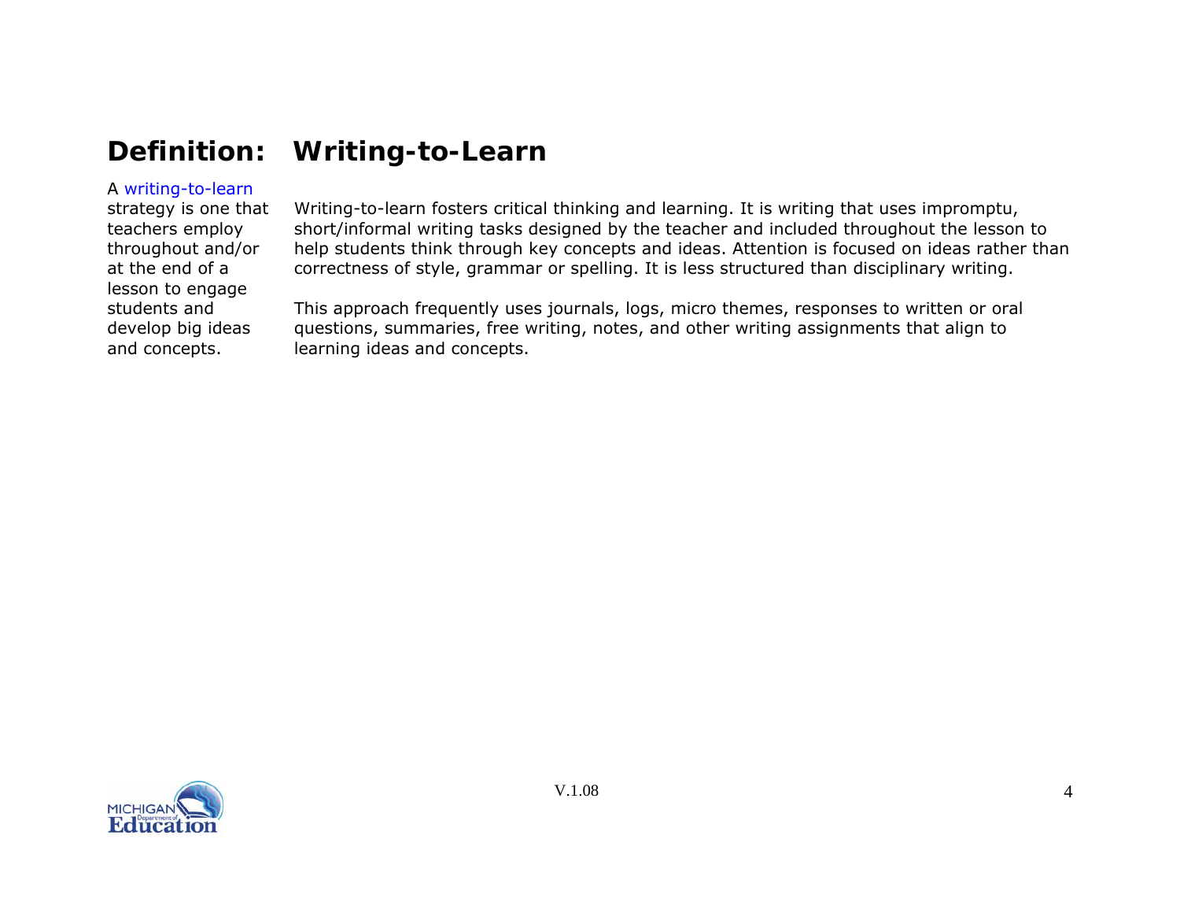# Definition: Writing-to-Learn

A writing-to-learn strategy is one that teachers employ throughout and/or at the end of a lesson to engage students and develop big ideas and concepts.

Writing-to-learn fosters critical thinking and learning. It is writing that uses impromptu, short/informal writing tasks designed by the teacher and included throughout the lesson to help students think through key concepts and ideas. Attention is focused on ideas rather than correctness of style, grammar or spelling. It is less structured than disciplinary writing.

This approach frequently uses journals, logs, micro themes, responses to written or oral questions, summaries, free writing, notes, and other writing assignments that align to learning ideas and concepts.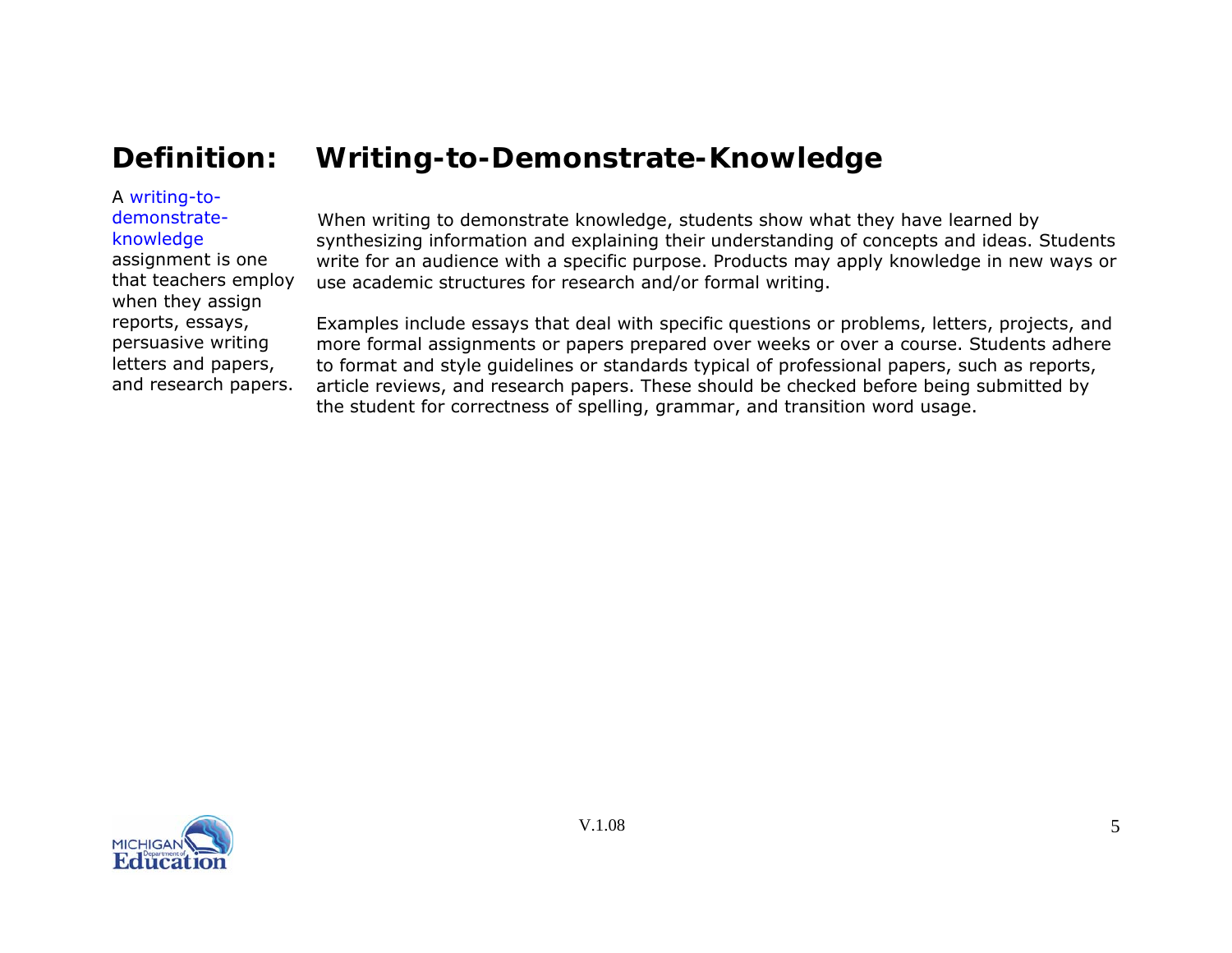# Definition: Writing-to-Demonstrate-Knowledge

A writing-to-demonstrate-knowledge assignment is one that teachers employ when they assign reports, essays, persuasive writing letters and papers, and research papers.

When writing to demonstrate knowledge, students show what they have learned by synthesizing information and explaining their understanding of concepts and ideas. Students write for an audience with a specific purpose. Products may apply knowledge in new ways or use academic structures for research and/or formal writing.

Examples include essays that deal with specific questions or problems, letters, projects, and more formal assignments or papers prepared over weeks or over a course. Students adhere to format and style guidelines or standards typical of professional papers, such as reports, article reviews, and research papers. These should be checked before being submitted by the student for correctness of spelling, grammar, and transition word usage.

V.1.08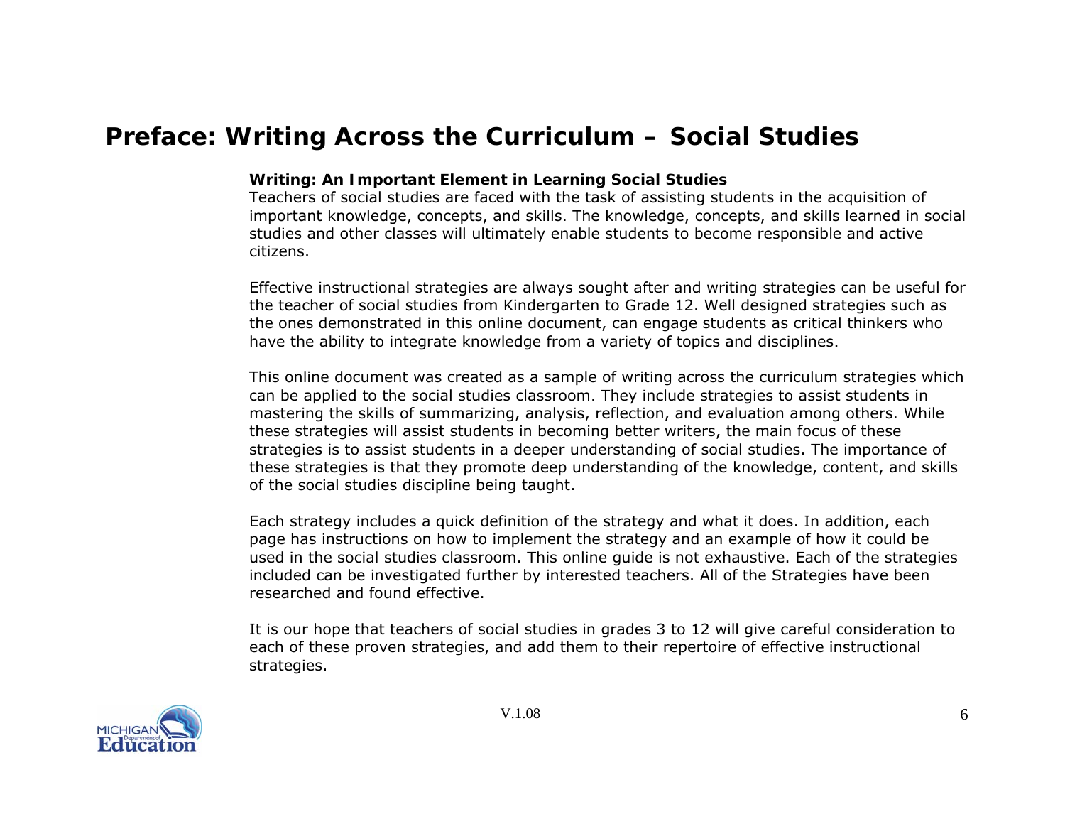# Preface: Writing Across the Curriculum – Social Studies

**Writing: An Important Element in Learning Social Studies**

Teachers of social studies are faced with the task of assisting students in the acquisition of important knowledge, concepts, and skills. The knowledge, concepts, and skills learned in social studies and other classes will ultimately enable students to become responsible and active citizens.

Effective instructional strategies are always sought after and writing strategies can be useful for the teacher of social studies from Kindergarten to Grade 12. Well designed strategies such as the ones demonstrated in this online document, can engage students as critical thinkers who have the ability to integrate knowledge from a variety of topics and disciplines.

This online document was created as a sample of writing across the curriculum strategies which can be applied to the social studies classroom. They include strategies to assist students in mastering the skills of summarizing, analysis, reflection, and evaluation among others. While these strategies will assist students in becoming better writers, the main focus of these strategies is to assist students in a deeper understanding of social studies. The importance of these strategies is that they promote deep understanding of the knowledge, content, and skills of the social studies discipline being taught.

Each strategy includes a quick definition of the strategy and what it does. In addition, each page has instructions on how to implement the strategy and an example of how it could be used in the social studies classroom. This online guide is not exhaustive. Each of the strategies included can be investigated further by interested teachers. All of the Strategies have been researched and found effective.

It is our hope that teachers of social studies in grades 3 to 12 will give careful consideration to each of these proven strategies, and add them to their repertoire of effective instructional strategies.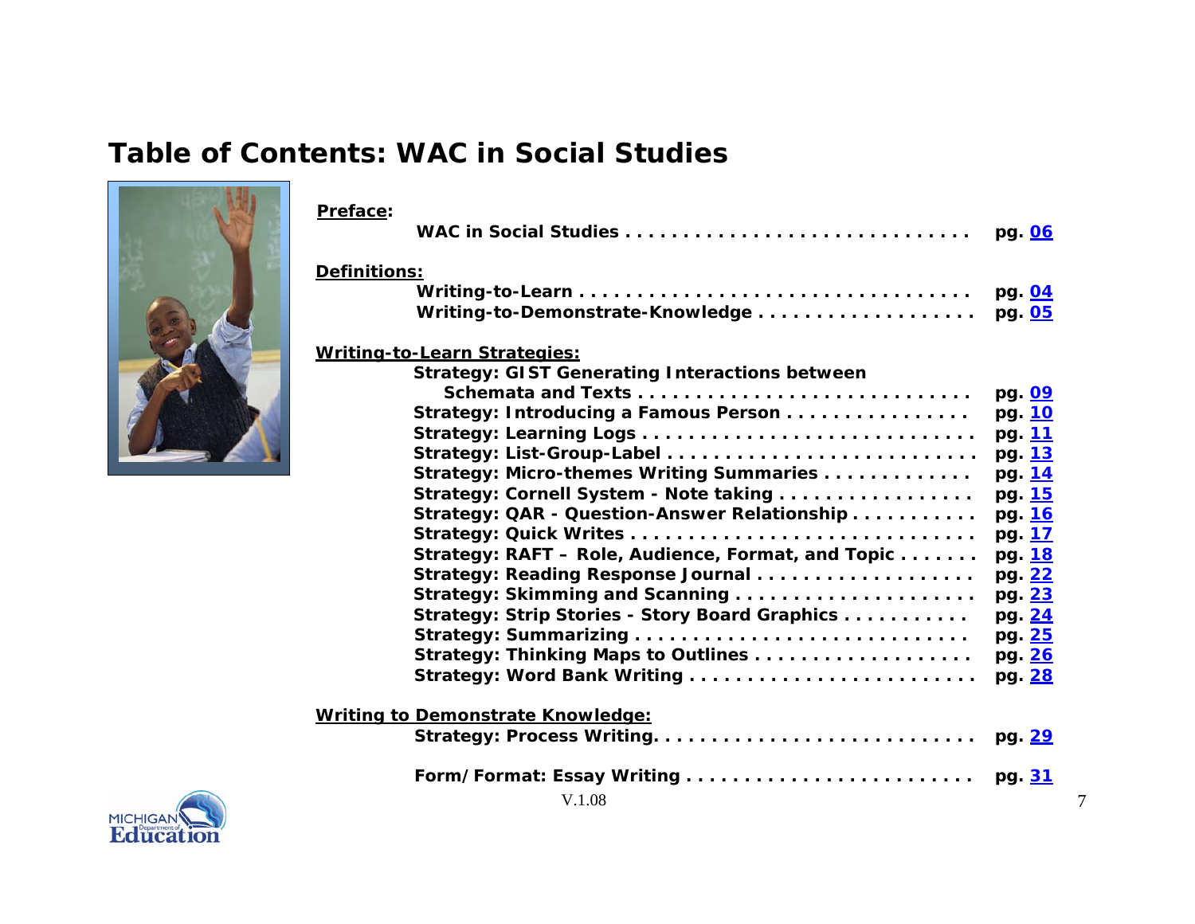# Table of Contents: WAC in Social Studies

**Preface:**

- WAC in Social Studies . . . . . . . . . . . . . . . . . . . . . . . . . . . . . . pg. 06

**Definitions:**

- Writing-to-Learn . . . . . . . . . . . . . . . . . . . . . . . . . . . . . . . . . . pg. 04
- Writing-to-Demonstrate-Knowledge . . . . . . . . . . . . . . . . . . pg. 05

**Writing-to-Learn Strategies:**

- Strategy: GIST Generating Interactions between Schemata and Texts . . . . . . . . . . . . . . . . . . . . . . . . . . . . pg. 09
- Strategy: Introducing a Famous Person . . . . . . . . . . . . . . . . pg. 10
- Strategy: Learning Logs . . . . . . . . . . . . . . . . . . . . . . . . . . . . pg. 11
- Strategy: List-Group-Label . . . . . . . . . . . . . . . . . . . . . . . . . . pg. 13
- Strategy: Micro-themes Writing Summaries . . . . . . . . . . . . . pg. 14
- Strategy: Cornell System - Note taking . . . . . . . . . . . . . . . . pg. 15
- Strategy: QAR - Question-Answer Relationship . . . . . . . . . . . pg. 16
- Strategy: Quick Writes . . . . . . . . . . . . . . . . . . . . . . . . . . . . . pg. 17
- Strategy: RAFT – Role, Audience, Format, and Topic . . . . . . . pg. 18
- Strategy: Reading Response Journal . . . . . . . . . . . . . . . . . . pg. 22
- Strategy: Skimming and Scanning . . . . . . . . . . . . . . . . . . . . pg. 23
- Strategy: Strip Stories - Story Board Graphics . . . . . . . . . . . pg. 24
- Strategy: Summarizing . . . . . . . . . . . . . . . . . . . . . . . . . . . . pg. 25
- Strategy: Thinking Maps to Outlines . . . . . . . . . . . . . . . . . . pg. 26
- Strategy: Word Bank Writing . . . . . . . . . . . . . . . . . . . . . . . . pg. 28

**Writing to Demonstrate Knowledge:**

- Strategy: Process Writing. . . . . . . . . . . . . . . . . . . . . . . . . . . pg. 29
- Form/Format: Essay Writing . . . . . . . . . . . . . . . . . . . . . . . . pg. 31

V.1.08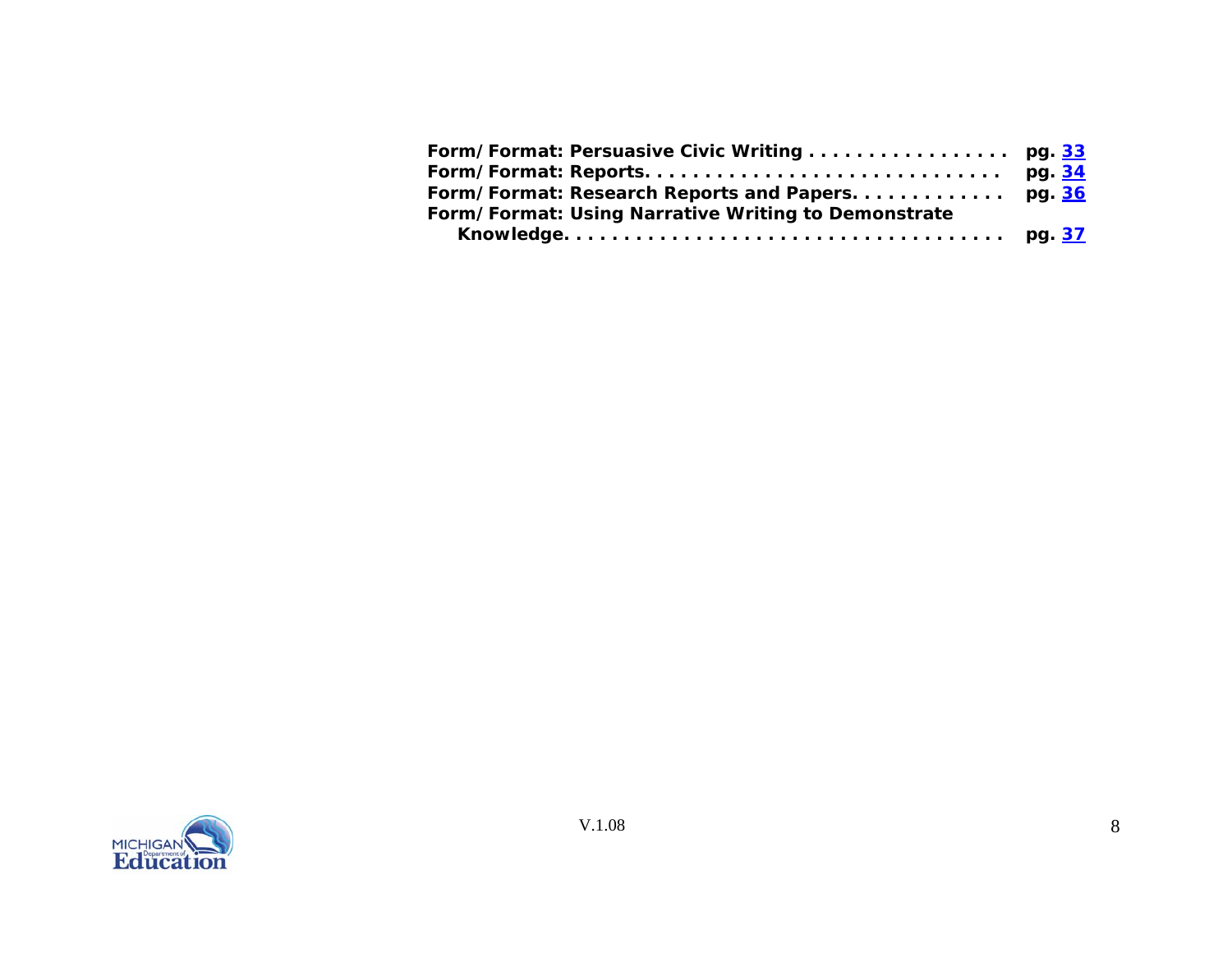**Form/Format: Persuasive Civic Writing . . . . . . . . . . . . . . . . . pg. 33**
**Form/Format: Reports. . . . . . . . . . . . . . . . . . . . . . . . . . . . . pg. 34**
**Form/Format: Research Reports and Papers. . . . . . . . . . . . . pg. 36**
**Form/Format: Using Narrative Writing to Demonstrate Knowledge. . . . . . . . . . . . . . . . . . . . . . . . . . . . . . . . . . . pg. 37**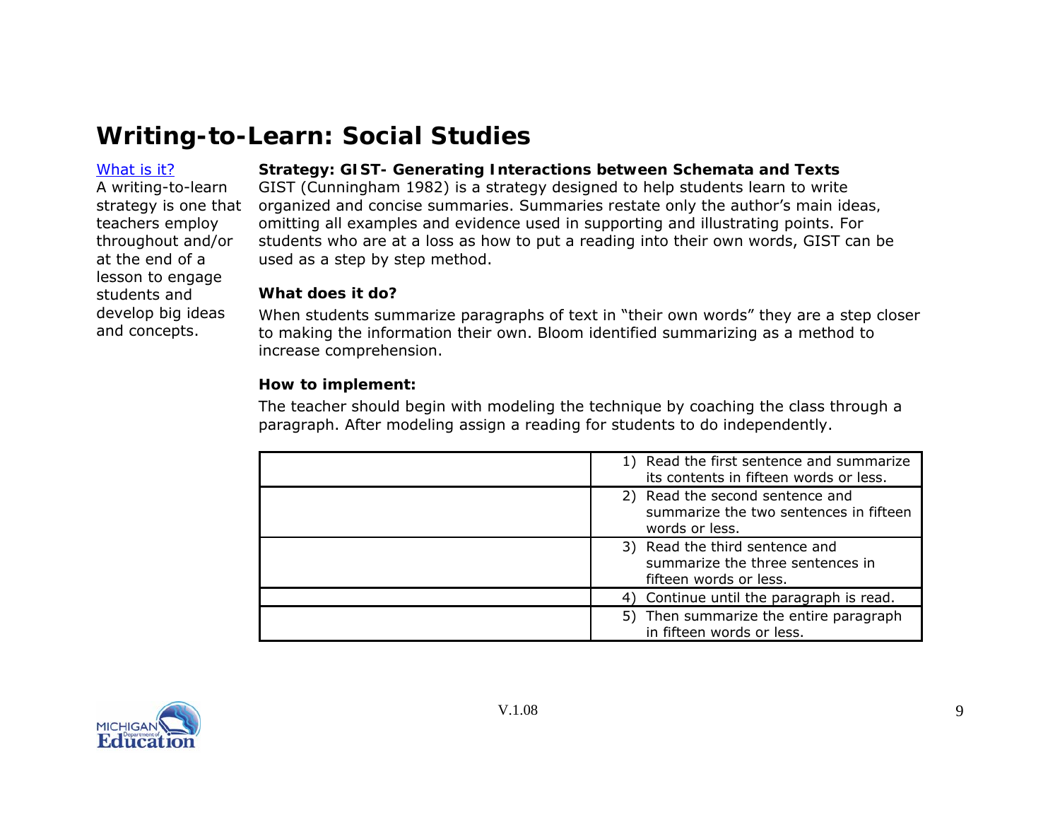# Writing-to-Learn: Social Studies

What is it?
A writing-to-learn strategy is one that teachers employ throughout and/or at the end of a lesson to engage students and develop big ideas and concepts.

**Strategy: GIST- Generating Interactions between Schemata and Texts**
GIST (Cunningham 1982) is a strategy designed to help students learn to write organized and concise summaries. Summaries restate only the author's main ideas, omitting all examples and evidence used in supporting and illustrating points. For students who are at a loss as how to put a reading into their own words, GIST can be used as a step by step method.

**What does it do?**

When students summarize paragraphs of text in "their own words" they are a step closer to making the information their own. Bloom identified summarizing as a method to increase comprehension.

**How to implement:**

The teacher should begin with modeling the technique by coaching the class through a paragraph. After modeling assign a reading for students to do independently.

| | |
|---|---|
| | 1) Read the first sentence and summarize its contents in fifteen words or less. |
| | 2) Read the second sentence and summarize the two sentences in fifteen words or less. |
| | 3) Read the third sentence and summarize the three sentences in fifteen words or less. |
| | 4) Continue until the paragraph is read. |
| | 5) Then summarize the entire paragraph in fifteen words or less. |

V.1.08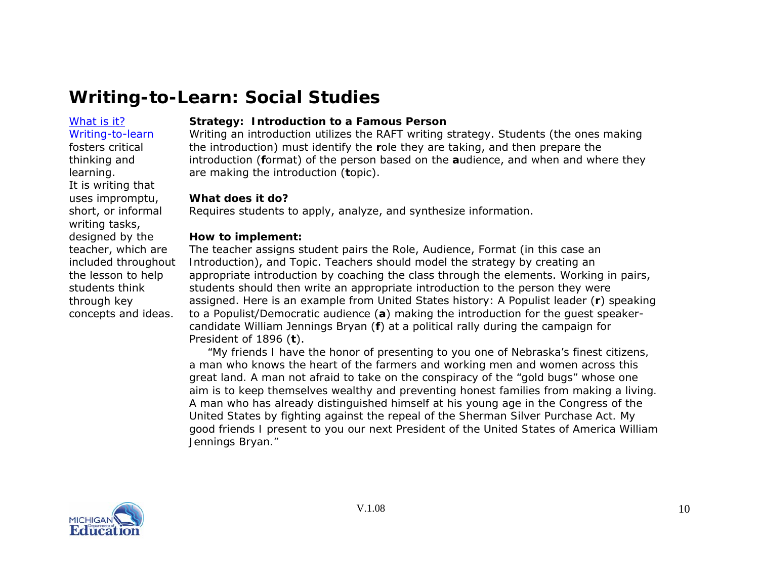# Writing-to-Learn: Social Studies

What is it?
Writing-to-learn fosters critical thinking and learning. It is writing that uses impromptu, short, or informal writing tasks, designed by the teacher, which are included throughout the lesson to help students think through key concepts and ideas.

**Strategy: Introduction to a Famous Person**

Writing an introduction utilizes the RAFT writing strategy. Students (the ones making the introduction) must identify the **r**ole they are taking, and then prepare the introduction (**f**ormat) of the person based on the **a**udience, and when and where they are making the introduction (**t**opic).

**What does it do?**

Requires students to apply, analyze, and synthesize information.

**How to implement:**

The teacher assigns student pairs the Role, Audience, Format (in this case an Introduction), and Topic. Teachers should model the strategy by creating an appropriate introduction by coaching the class through the elements. Working in pairs, students should then write an appropriate introduction to the person they were assigned. Here is an example from United States history: A Populist leader (**r**) speaking to a Populist/Democratic audience (**a**) making the introduction for the guest speaker-candidate William Jennings Bryan (**f**) at a political rally during the campaign for President of 1896 (**t**).

"My friends I have the honor of presenting to you one of Nebraska's finest citizens, a man who knows the heart of the farmers and working men and women across this great land. A man not afraid to take on the conspiracy of the "gold bugs" whose one aim is to keep themselves wealthy and preventing honest families from making a living. A man who has already distinguished himself at his young age in the Congress of the United States by fighting against the repeal of the Sherman Silver Purchase Act. My good friends I present to you our next President of the United States of America William Jennings Bryan."

V.1.08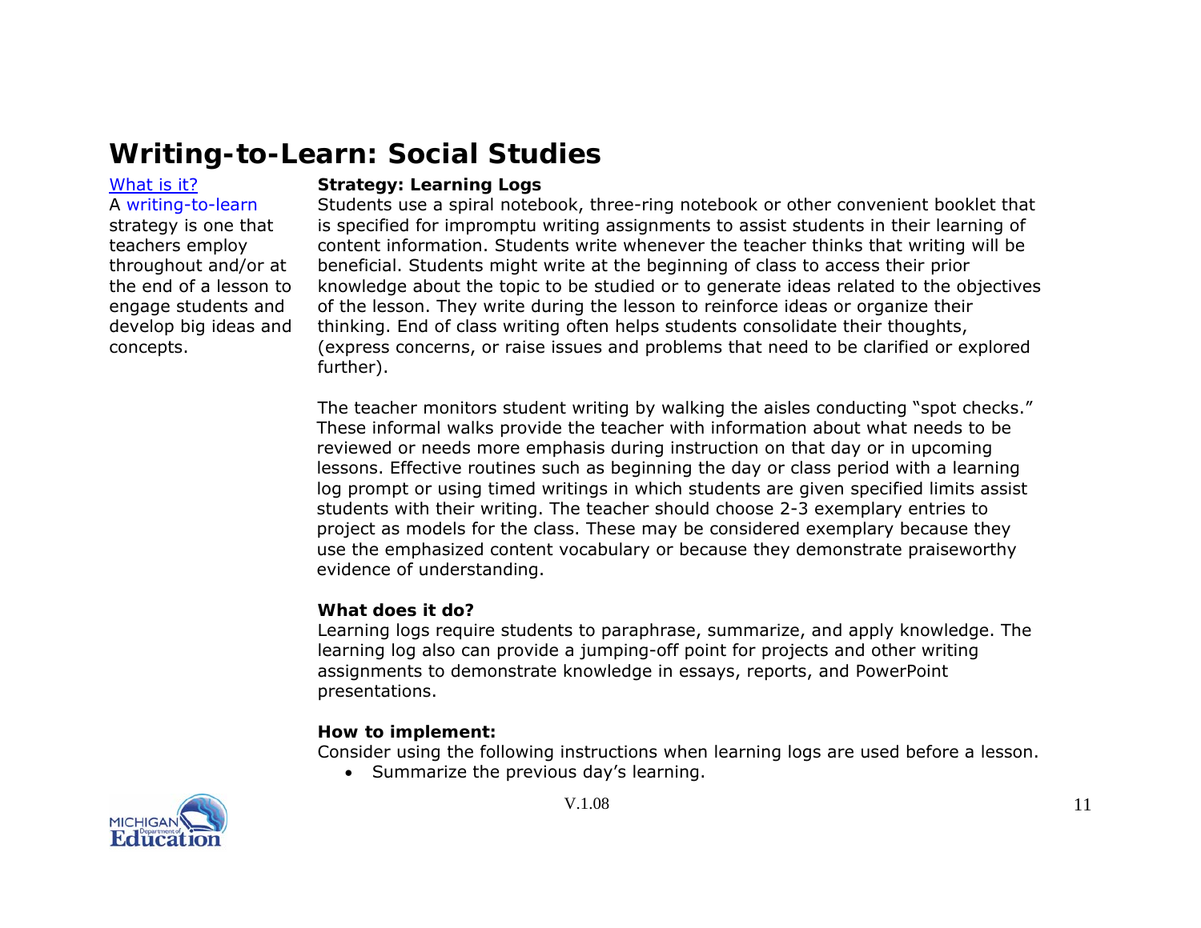# Writing-to-Learn: Social Studies

What is it?
A writing-to-learn strategy is one that teachers employ throughout and/or at the end of a lesson to engage students and develop big ideas and concepts.

**Strategy: Learning Logs**
Students use a spiral notebook, three-ring notebook or other convenient booklet that is specified for impromptu writing assignments to assist students in their learning of content information. Students write whenever the teacher thinks that writing will be beneficial. Students might write at the beginning of class to access their prior knowledge about the topic to be studied or to generate ideas related to the objectives of the lesson. They write during the lesson to reinforce ideas or organize their thinking. End of class writing often helps students consolidate their thoughts, (express concerns, or raise issues and problems that need to be clarified or explored further).

The teacher monitors student writing by walking the aisles conducting "spot checks." These informal walks provide the teacher with information about what needs to be reviewed or needs more emphasis during instruction on that day or in upcoming lessons. Effective routines such as beginning the day or class period with a learning log prompt or using timed writings in which students are given specified limits assist students with their writing. The teacher should choose 2-3 exemplary entries to project as models for the class. These may be considered exemplary because they use the emphasized content vocabulary or because they demonstrate praiseworthy evidence of understanding.

**What does it do?**
Learning logs require students to paraphrase, summarize, and apply knowledge. The learning log also can provide a jumping-off point for projects and other writing assignments to demonstrate knowledge in essays, reports, and PowerPoint presentations.

**How to implement:**
Consider using the following instructions when learning logs are used before a lesson.

- Summarize the previous day's learning.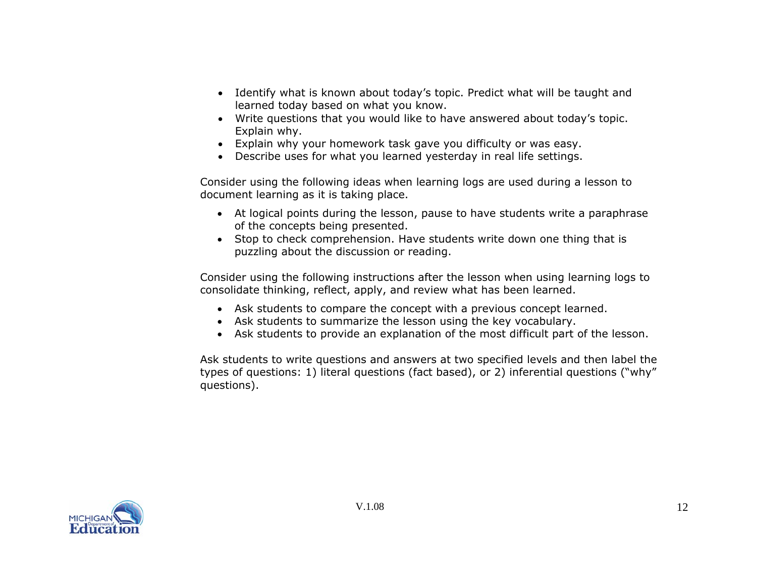- Identify what is known about today's topic. Predict what will be taught and learned today based on what you know.
- Write questions that you would like to have answered about today's topic. Explain why.
- Explain why your homework task gave you difficulty or was easy.
- Describe uses for what you learned yesterday in real life settings.

Consider using the following ideas when learning logs are used during a lesson to document learning as it is taking place.

- At logical points during the lesson, pause to have students write a paraphrase of the concepts being presented.
- Stop to check comprehension. Have students write down one thing that is puzzling about the discussion or reading.

Consider using the following instructions after the lesson when using learning logs to consolidate thinking, reflect, apply, and review what has been learned.

- Ask students to compare the concept with a previous concept learned.
- Ask students to summarize the lesson using the key vocabulary.
- Ask students to provide an explanation of the most difficult part of the lesson.

Ask students to write questions and answers at two specified levels and then label the types of questions: 1) literal questions (fact based), or 2) inferential questions ("why" questions).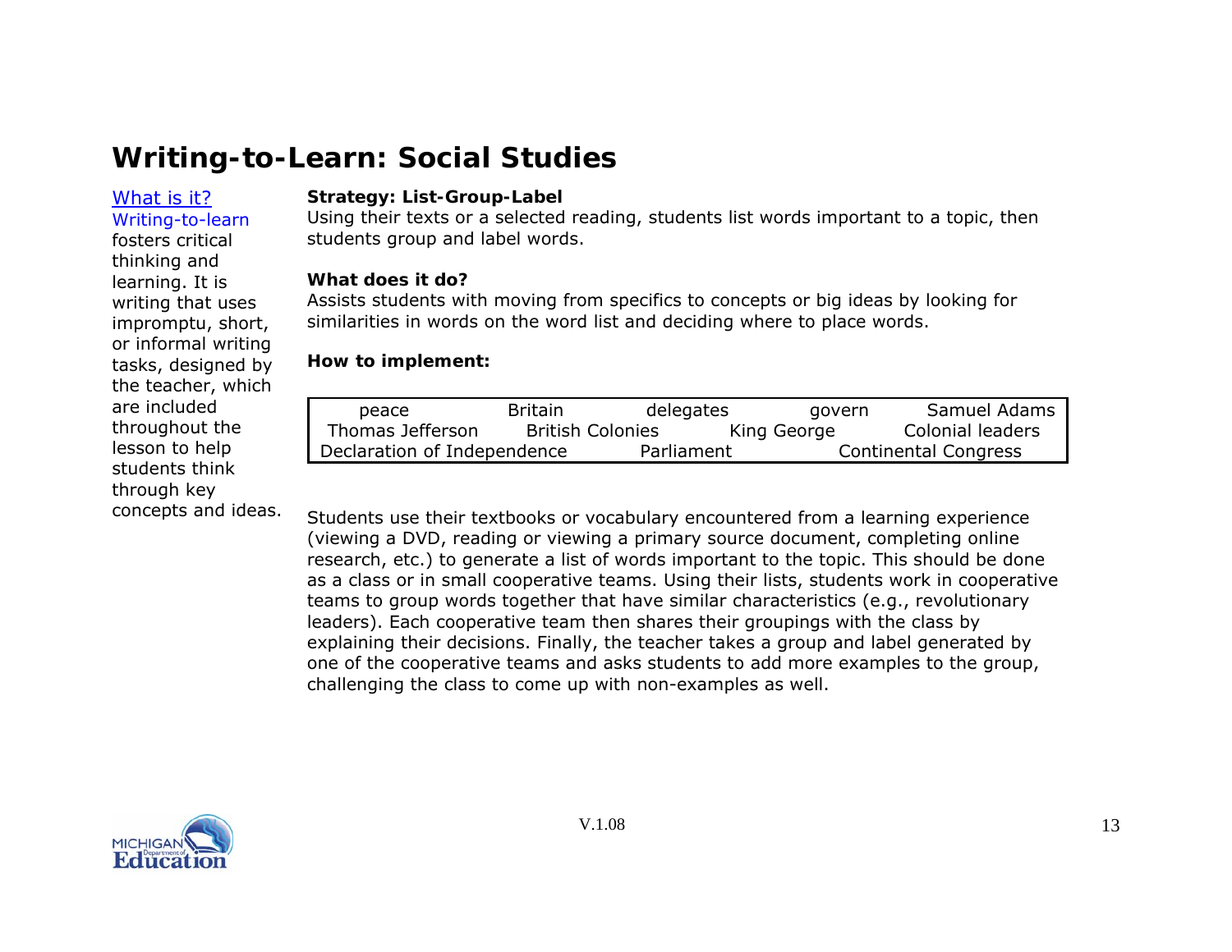# Writing-to-Learn: Social Studies

What is it?
Writing-to-learn fosters critical thinking and learning. It is writing that uses impromptu, short, or informal writing tasks, designed by the teacher, which are included throughout the lesson to help students think through key concepts and ideas.

**Strategy: List-Group-Label**
Using their texts or a selected reading, students list words important to a topic, then students group and label words.

**What does it do?**
Assists students with moving from specifics to concepts or big ideas by looking for similarities in words on the word list and deciding where to place words.

**How to implement:**

| | | | | |
|---|---|---|---|---|
| peace | Britain | delegates | govern | Samuel Adams |
| Thomas Jefferson | British Colonies | King George | Colonial leaders | |
| Declaration of Independence | Parliament | Continental Congress | | |

Students use their textbooks or vocabulary encountered from a learning experience (viewing a DVD, reading or viewing a primary source document, completing online research, etc.) to generate a list of words important to the topic. This should be done as a class or in small cooperative teams. Using their lists, students work in cooperative teams to group words together that have similar characteristics (e.g., revolutionary leaders). Each cooperative team then shares their groupings with the class by explaining their decisions. Finally, the teacher takes a group and label generated by one of the cooperative teams and asks students to add more examples to the group, challenging the class to come up with non-examples as well.

V.1.08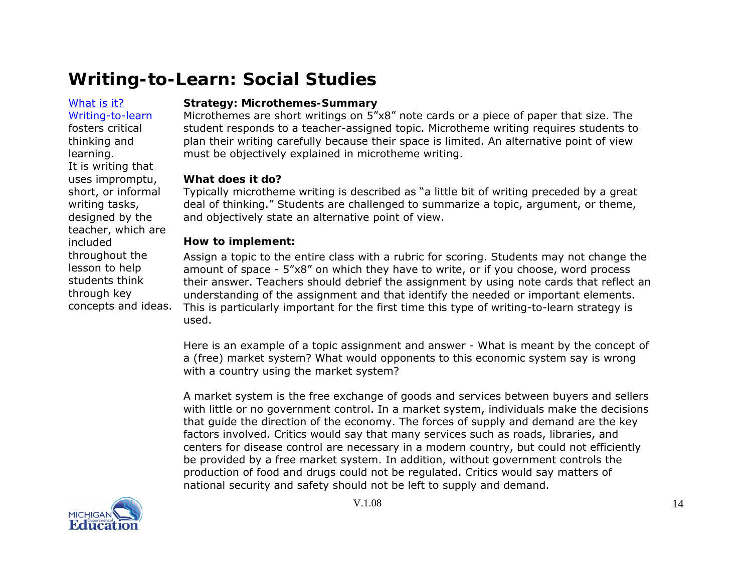# Writing-to-Learn: Social Studies

What is it?

Writing-to-learn fosters critical thinking and learning.
It is writing that uses impromptu, short, or informal writing tasks, designed by the teacher, which are included throughout the lesson to help students think through key concepts and ideas.

**Strategy: Microthemes-Summary**

Microthemes are short writings on 5"x8" note cards or a piece of paper that size. The student responds to a teacher-assigned topic. Microtheme writing requires students to plan their writing carefully because their space is limited. An alternative point of view must be objectively explained in microtheme writing.

**What does it do?**

Typically microtheme writing is described as "a little bit of writing preceded by a great deal of thinking." Students are challenged to summarize a topic, argument, or theme, and objectively state an alternative point of view.

**How to implement:**

Assign a topic to the entire class with a rubric for scoring. Students may not change the amount of space - 5"x8" on which they have to write, or if you choose, word process their answer. Teachers should debrief the assignment by using note cards that reflect an understanding of the assignment and that identify the needed or important elements. This is particularly important for the first time this type of writing-to-learn strategy is used.

Here is an example of a topic assignment and answer - What is meant by the concept of a (free) market system? What would opponents to this economic system say is wrong with a country using the market system?

A market system is the free exchange of goods and services between buyers and sellers with little or no government control. In a market system, individuals make the decisions that guide the direction of the economy. The forces of supply and demand are the key factors involved. Critics would say that many services such as roads, libraries, and centers for disease control are necessary in a modern country, but could not efficiently be provided by a free market system. In addition, without government controls the production of food and drugs could not be regulated. Critics would say matters of national security and safety should not be left to supply and demand.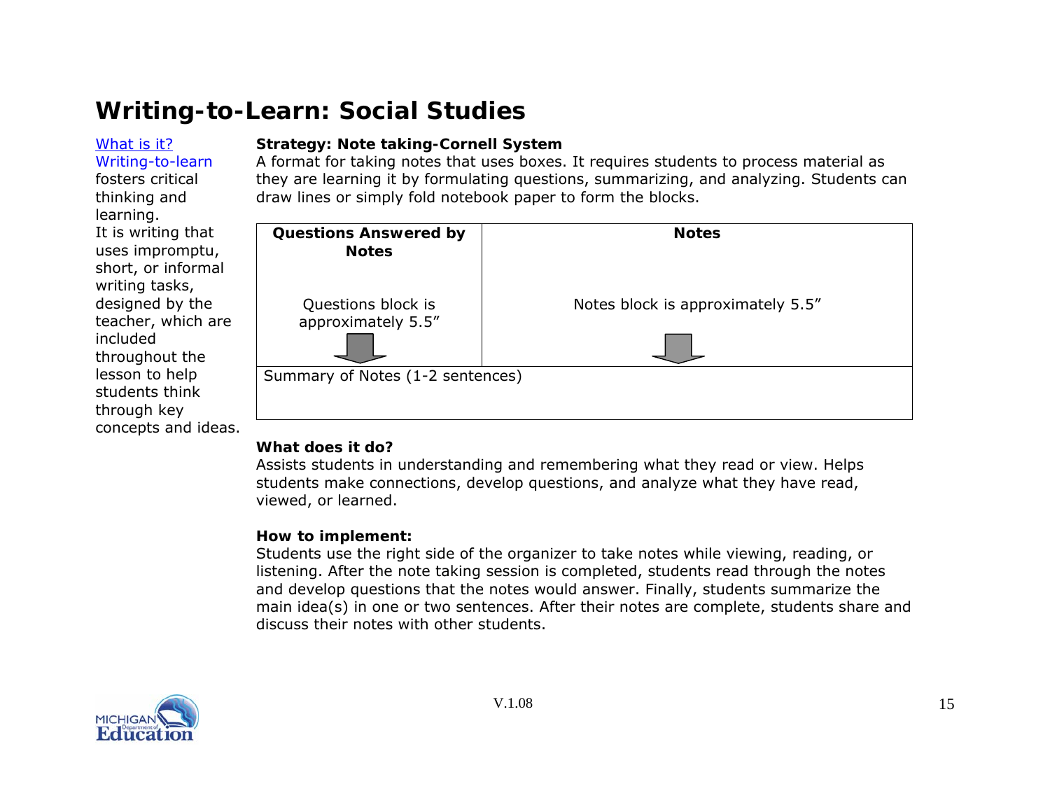# Writing-to-Learn: Social Studies

What is it?
Writing-to-learn fosters critical thinking and learning.
It is writing that uses impromptu, short, or informal writing tasks, designed by the teacher, which are included throughout the lesson to help students think through key concepts and ideas.

**Strategy: Note taking-Cornell System**
A format for taking notes that uses boxes. It requires students to process material as they are learning it by formulating questions, summarizing, and analyzing. Students can draw lines or simply fold notebook paper to form the blocks.

| **Questions Answered by Notes** | **Notes** |
|---|---|
| Questions block is approximately 5.5" | Notes block is approximately 5.5" |
| Summary of Notes (1-2 sentences) | |

**What does it do?**
Assists students in understanding and remembering what they read or view. Helps students make connections, develop questions, and analyze what they have read, viewed, or learned.

**How to implement:**
Students use the right side of the organizer to take notes while viewing, reading, or listening. After the note taking session is completed, students read through the notes and develop questions that the notes would answer. Finally, students summarize the main idea(s) in one or two sentences. After their notes are complete, students share and discuss their notes with other students.

V.1.08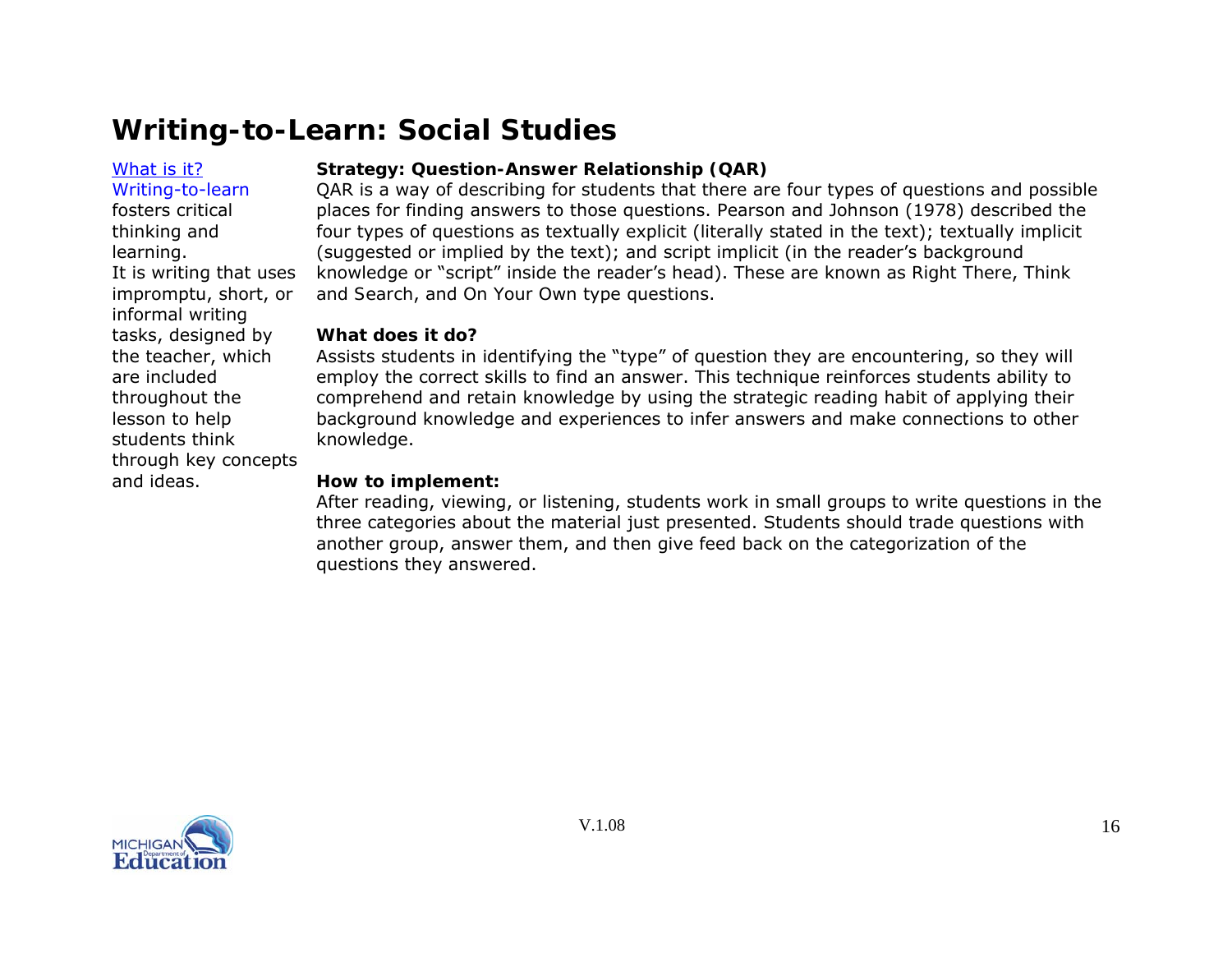# Writing-to-Learn: Social Studies

What is it?
Writing-to-learn fosters critical thinking and learning.
It is writing that uses impromptu, short, or informal writing tasks, designed by the teacher, which are included throughout the lesson to help students think through key concepts and ideas.

**Strategy: Question-Answer Relationship (QAR)**

QAR is a way of describing for students that there are four types of questions and possible places for finding answers to those questions. Pearson and Johnson (1978) described the four types of questions as textually explicit (literally stated in the text); textually implicit (suggested or implied by the text); and script implicit (in the reader's background knowledge or "script" inside the reader's head). These are known as Right There, Think and Search, and On Your Own type questions.

**What does it do?**

Assists students in identifying the "type" of question they are encountering, so they will employ the correct skills to find an answer. This technique reinforces students ability to comprehend and retain knowledge by using the strategic reading habit of applying their background knowledge and experiences to infer answers and make connections to other knowledge.

**How to implement:**

After reading, viewing, or listening, students work in small groups to write questions in the three categories about the material just presented. Students should trade questions with another group, answer them, and then give feed back on the categorization of the questions they answered.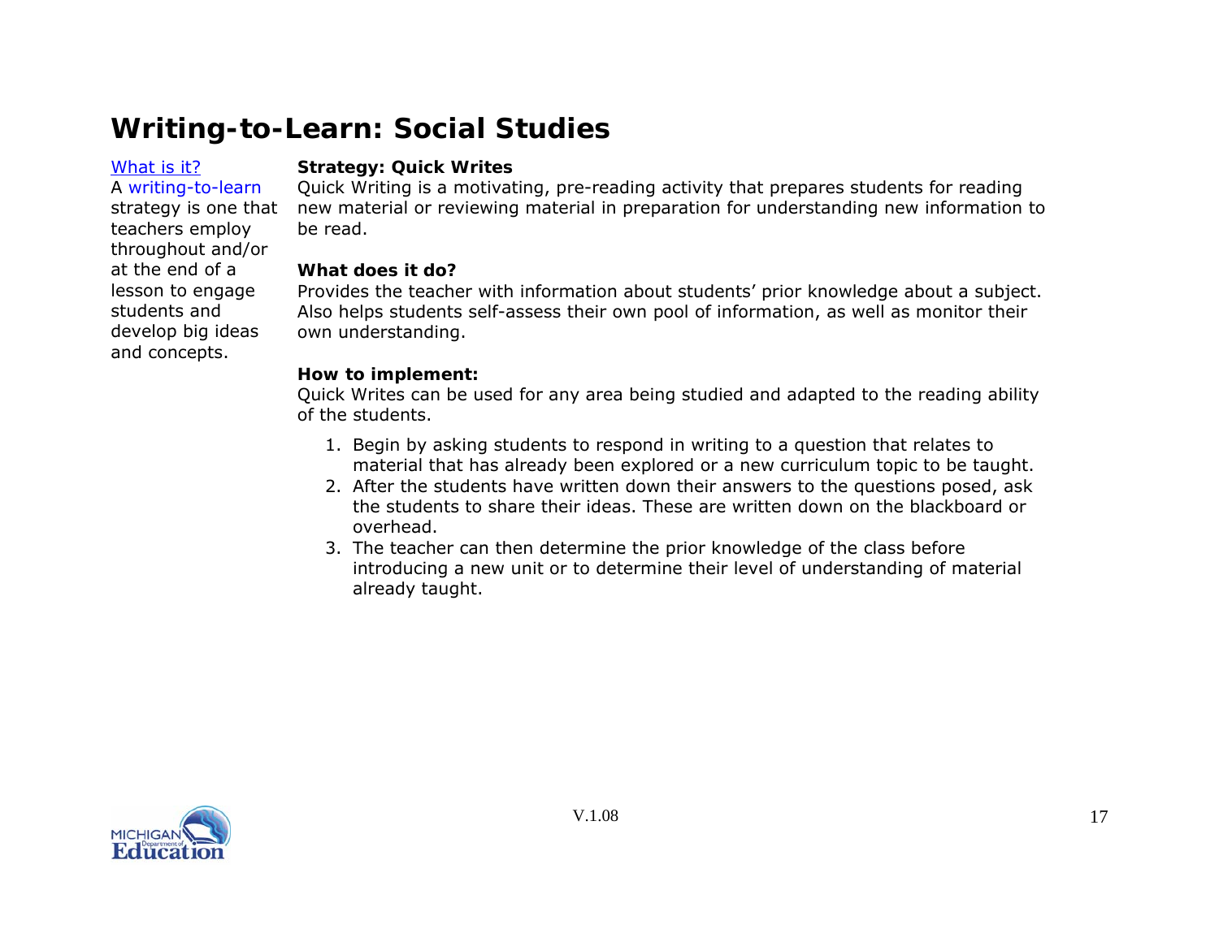# Writing-to-Learn: Social Studies

What is it?
A writing-to-learn strategy is one that teachers employ throughout and/or at the end of a lesson to engage students and develop big ideas and concepts.

**Strategy: Quick Writes**
Quick Writing is a motivating, pre-reading activity that prepares students for reading new material or reviewing material in preparation for understanding new information to be read.

**What does it do?**
Provides the teacher with information about students' prior knowledge about a subject. Also helps students self-assess their own pool of information, as well as monitor their own understanding.

**How to implement:**
Quick Writes can be used for any area being studied and adapted to the reading ability of the students.

1. Begin by asking students to respond in writing to a question that relates to material that has already been explored or a new curriculum topic to be taught.
2. After the students have written down their answers to the questions posed, ask the students to share their ideas. These are written down on the blackboard or overhead.
3. The teacher can then determine the prior knowledge of the class before introducing a new unit or to determine their level of understanding of material already taught.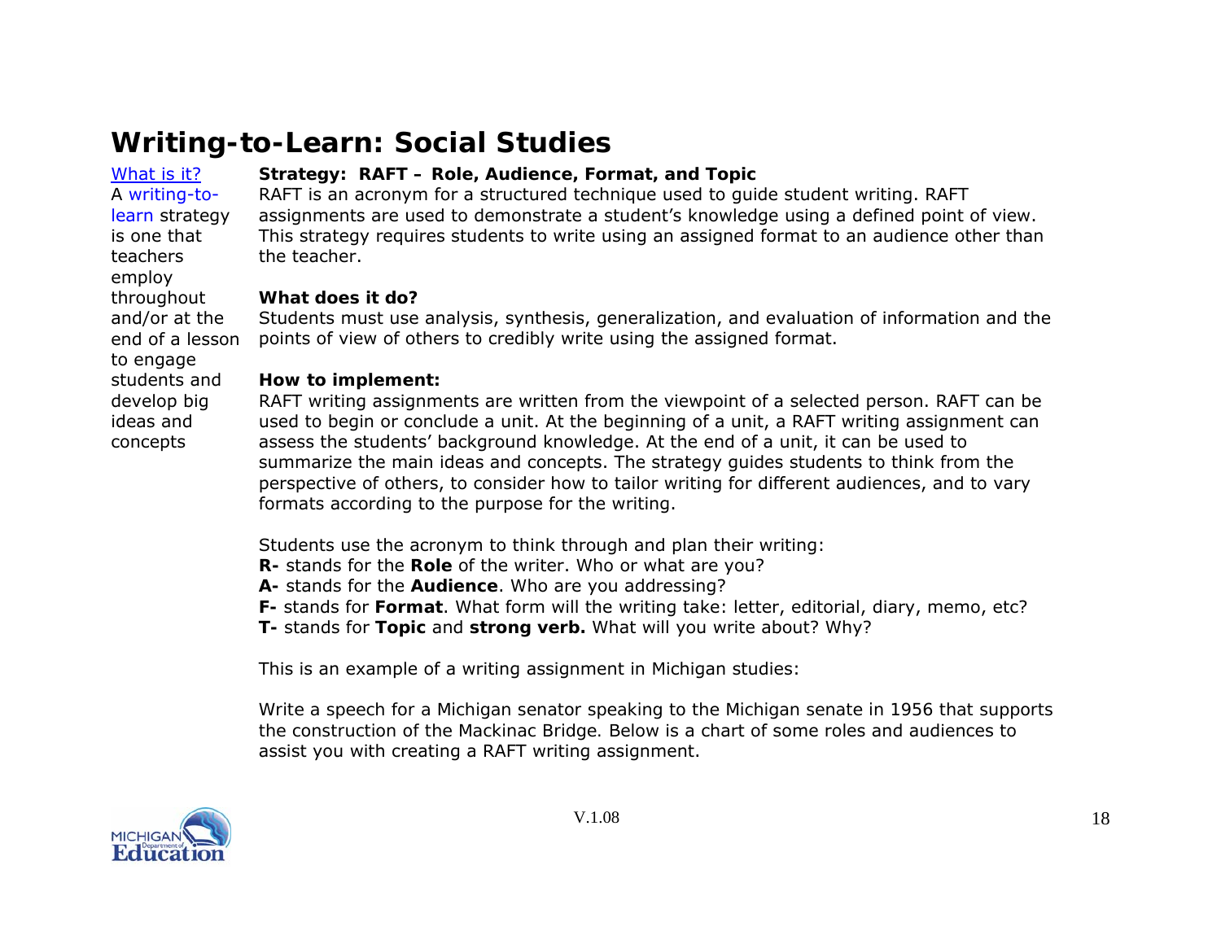# Writing-to-Learn: Social Studies

What is it?

A writing-to-learn strategy is one that teachers employ throughout and/or at the end of a lesson to engage students and develop big ideas and concepts

**Strategy: RAFT – Role, Audience, Format, and Topic**

RAFT is an acronym for a structured technique used to guide student writing. RAFT assignments are used to demonstrate a student's knowledge using a defined point of view. This strategy requires students to write using an assigned format to an audience other than the teacher.

**What does it do?**

Students must use analysis, synthesis, generalization, and evaluation of information and the points of view of others to credibly write using the assigned format.

**How to implement:**

RAFT writing assignments are written from the viewpoint of a selected person. RAFT can be used to begin or conclude a unit. At the beginning of a unit, a RAFT writing assignment can assess the students' background knowledge. At the end of a unit, it can be used to summarize the main ideas and concepts. The strategy guides students to think from the perspective of others, to consider how to tailor writing for different audiences, and to vary formats according to the purpose for the writing.

Students use the acronym to think through and plan their writing:

**R-** stands for the **Role** of the writer. Who or what are you?
**A-** stands for the **Audience**. Who are you addressing?
**F-** stands for **Format**. What form will the writing take: letter, editorial, diary, memo, etc?
**T-** stands for **Topic** and **strong verb.** What will you write about? Why?

This is an example of a writing assignment in Michigan studies:

Write a speech for a Michigan senator speaking to the Michigan senate in 1956 that supports the construction of the Mackinac Bridge. Below is a chart of some roles and audiences to assist you with creating a RAFT writing assignment.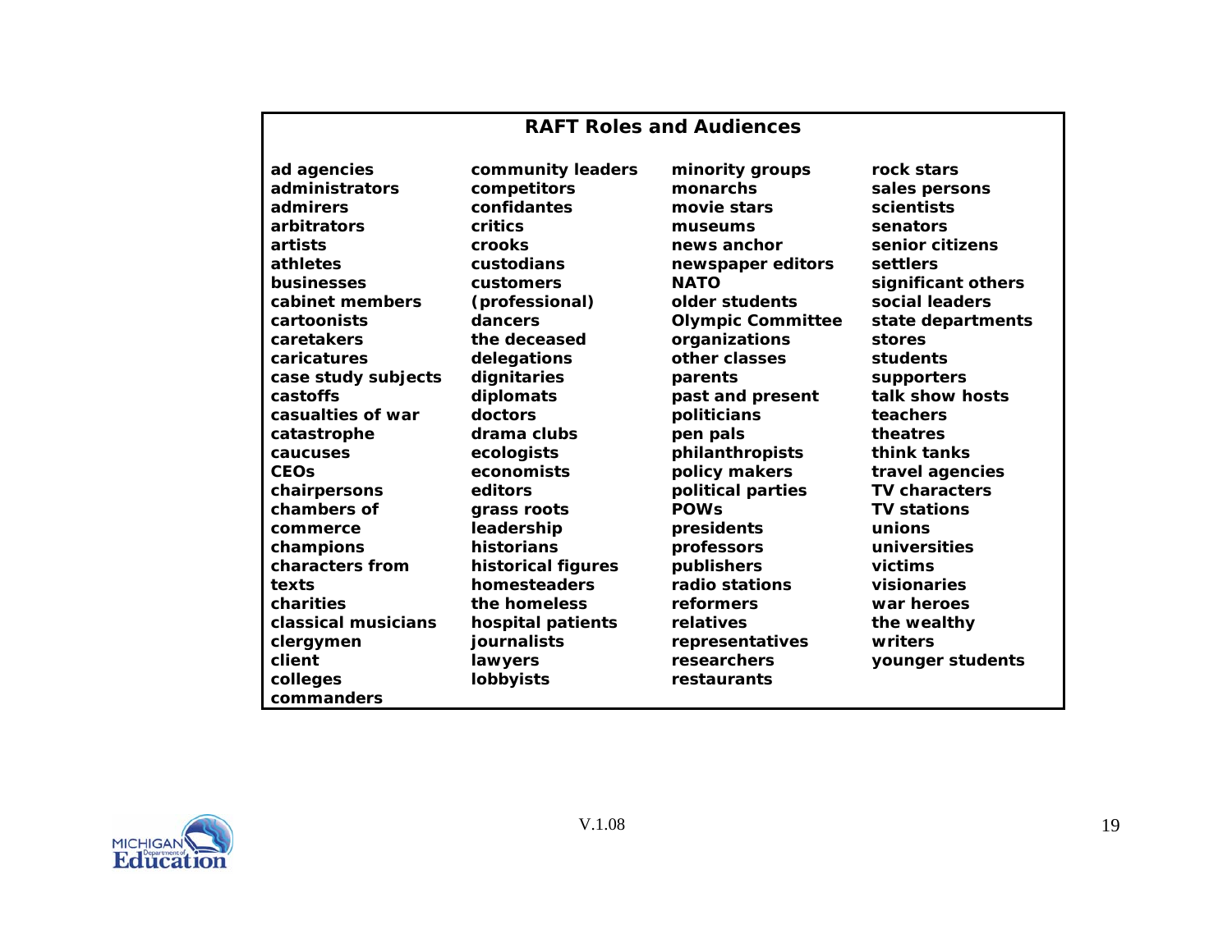## RAFT Roles and Audiences

ad agencies
administrators
admirers
arbitrators
artists
athletes
businesses
cabinet members
cartoonists
caretakers
caricatures
case study subjects
castoffs
casualties of war
catastrophe
caucuses
CEOs
chairpersons
chambers of commerce
champions
characters from texts
charities
classical musicians
clergymen
client
colleges
commanders
community leaders
competitors
confidantes
critics
crooks
custodians
customers (professional)
dancers
the deceased
delegations
dignitaries
diplomats
doctors
drama clubs
ecologists
economists
editors
grass roots leadership
historians
historical figures
homesteaders
the homeless
hospital patients
journalists
lawyers
lobbyists
minority groups
monarchs
movie stars
museums
news anchor
newspaper editors
NATO
older students
Olympic Committee
organizations
other classes
parents
past and present
politicians
pen pals
philanthropists
policy makers
political parties
POWs
presidents
professors
publishers
radio stations
reformers
relatives
representatives
researchers
restaurants
rock stars
sales persons
scientists
senators
senior citizens
settlers
significant others
social leaders
state departments
stores
students
supporters
talk show hosts
teachers
theatres
think tanks
travel agencies
TV characters
TV stations
unions
universities
victims
visionaries
war heroes
the wealthy
writers
younger students

V.1.08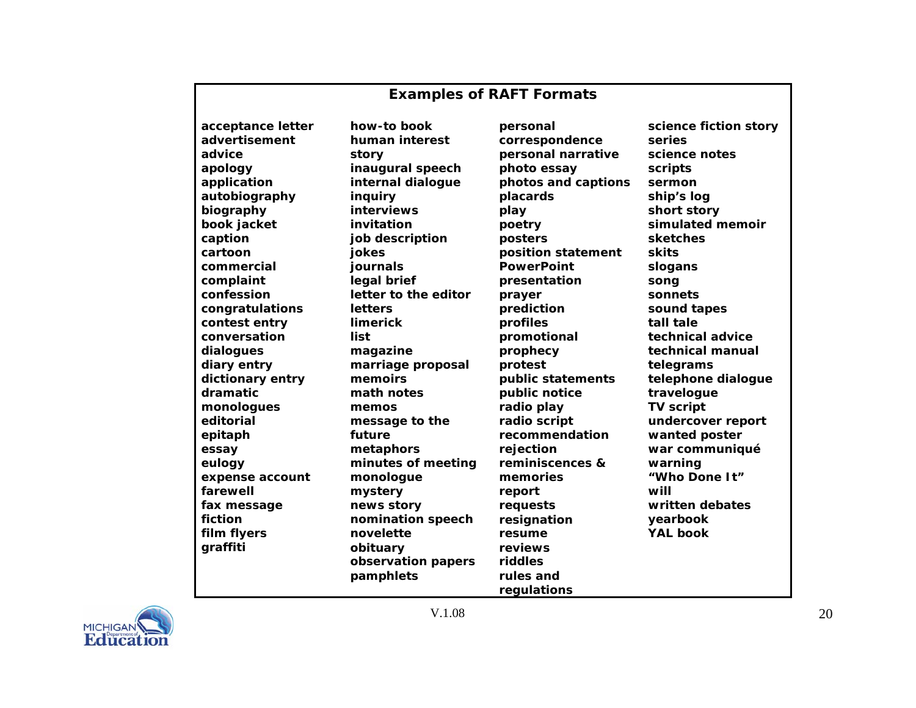## Examples of RAFT Formats

acceptance letter
advertisement
advice
apology
application
autobiography
biography
book jacket
caption
cartoon
commercial
complaint
confession
congratulations
contest entry
conversation
dialogues
diary entry
dictionary entry
dramatic monologues
editorial
epitaph
essay
eulogy
expense account
farewell
fax message
fiction
film flyers
graffiti
how-to book
human interest story
inaugural speech
internal dialogue
inquiry
interviews
invitation
job description
jokes
journals
legal brief
letter to the editor
letters
limerick
list
magazine
marriage proposal
memoirs
math notes
memos
message to the future
metaphors
minutes of meeting
monologue
mystery
news story
nomination speech
novelette
obituary
observation papers
pamphlets
personal correspondence
personal narrative
photo essay
photos and captions
placards
play
poetry
posters
position statement
PowerPoint presentation
prayer
prediction
profiles
promotional
prophecy
protest
public statements
public notice
radio play
radio script
recommendation
rejection
reminiscences & memories
report
requests
resignation
resume
reviews
riddles
rules and regulations
science fiction story series
science notes
scripts
sermon
ship's log
short story
simulated memoir
sketches
skits
slogans
song
sonnets
sound tapes
tall tale
technical advice
technical manual
telegrams
telephone dialogue
travelogue
TV script
undercover report
wanted poster
war communiqué
warning
"Who Done It"
will
written debates
yearbook
YAL book

V.1.08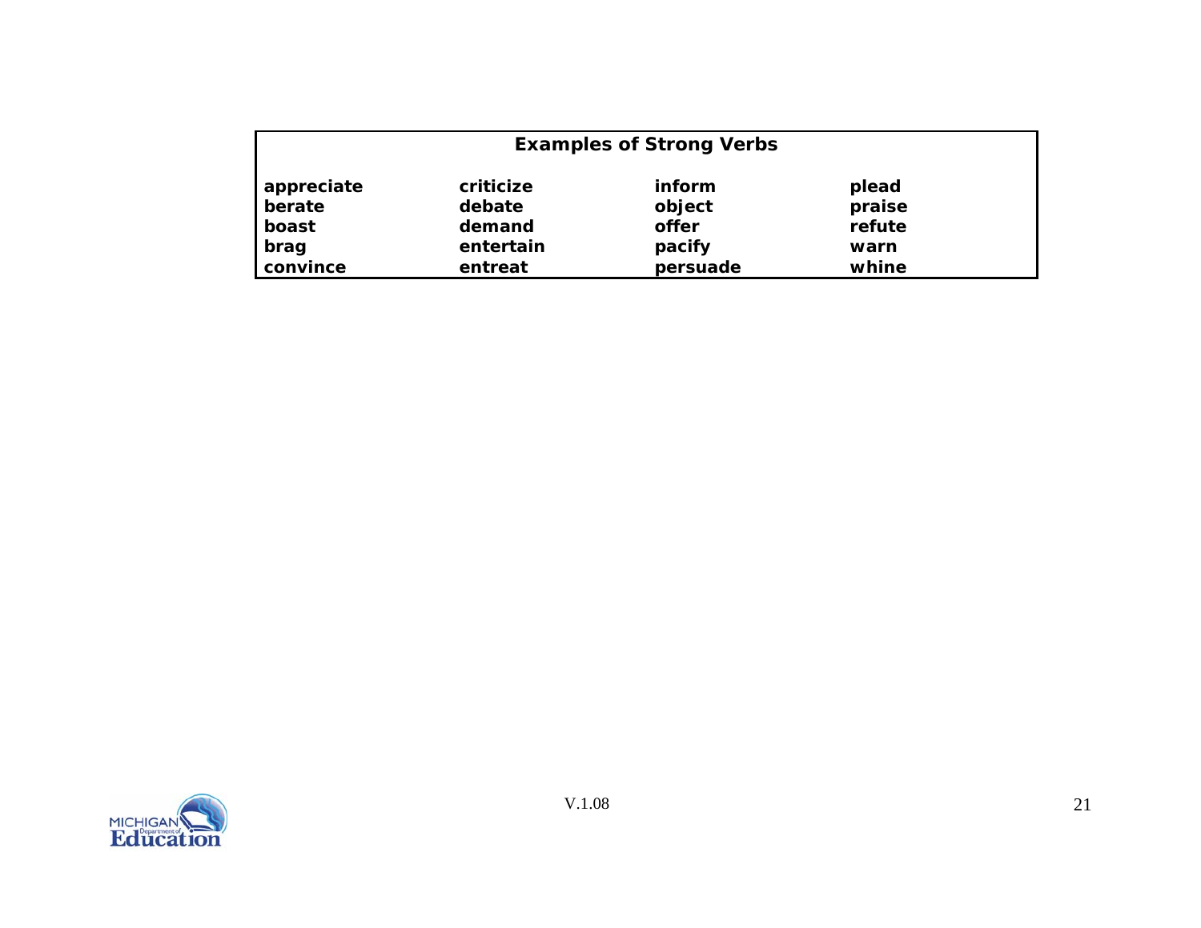| Examples of Strong Verbs | | | |
|---|---|---|---|
| appreciate | criticize | inform | plead |
| berate | debate | object | praise |
| boast | demand | offer | refute |
| brag | entertain | pacify | warn |
| convince | entreat | persuade | whine |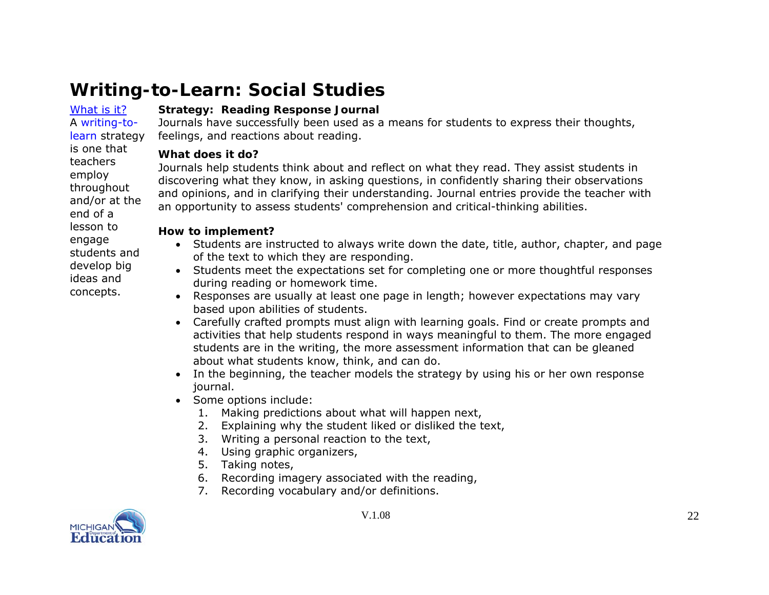# Writing-to-Learn: Social Studies

What is it?

A writing-to-learn strategy is one that teachers employ throughout and/or at the end of a lesson to engage students and develop big ideas and concepts.

**Strategy: Reading Response Journal**

Journals have successfully been used as a means for students to express their thoughts, feelings, and reactions about reading.

**What does it do?**

Journals help students think about and reflect on what they read. They assist students in discovering what they know, in asking questions, in confidently sharing their observations and opinions, and in clarifying their understanding. Journal entries provide the teacher with an opportunity to assess students' comprehension and critical-thinking abilities.

**How to implement?**

- Students are instructed to always write down the date, title, author, chapter, and page of the text to which they are responding.
- Students meet the expectations set for completing one or more thoughtful responses during reading or homework time.
- Responses are usually at least one page in length; however expectations may vary based upon abilities of students.
- Carefully crafted prompts must align with learning goals. Find or create prompts and activities that help students respond in ways meaningful to them. The more engaged students are in the writing, the more assessment information that can be gleaned about what students know, think, and can do.
- In the beginning, the teacher models the strategy by using his or her own response journal.
- Some options include:
  1. Making predictions about what will happen next,
  2. Explaining why the student liked or disliked the text,
  3. Writing a personal reaction to the text,
  4. Using graphic organizers,
  5. Taking notes,
  6. Recording imagery associated with the reading,
  7. Recording vocabulary and/or definitions.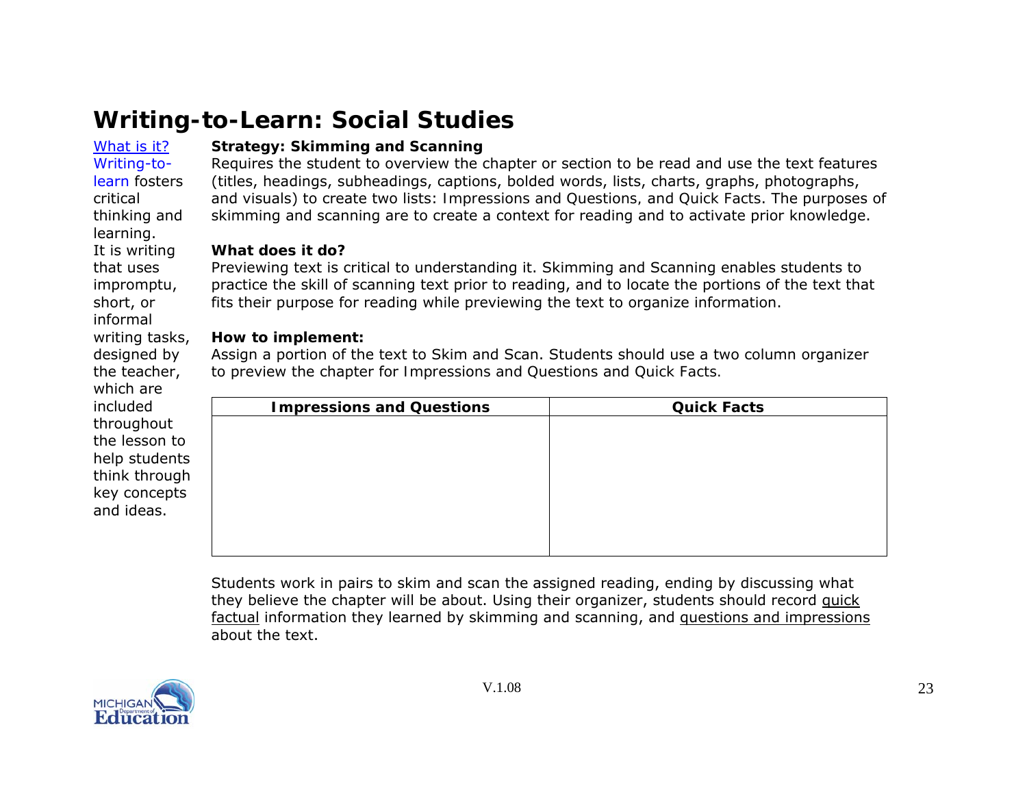# Writing-to-Learn: Social Studies

What is it? Writing-to-learn fosters critical thinking and learning. It is writing that uses impromptu, short, or informal writing tasks, designed by the teacher, which are included throughout the lesson to help students think through key concepts and ideas.

**Strategy: Skimming and Scanning**

Requires the student to overview the chapter or section to be read and use the text features (titles, headings, subheadings, captions, bolded words, lists, charts, graphs, photographs, and visuals) to create two lists: Impressions and Questions, and Quick Facts. The purposes of skimming and scanning are to create a context for reading and to activate prior knowledge.

**What does it do?**

Previewing text is critical to understanding it. Skimming and Scanning enables students to practice the skill of scanning text prior to reading, and to locate the portions of the text that fits their purpose for reading while previewing the text to organize information.

**How to implement:**

Assign a portion of the text to Skim and Scan. Students should use a two column organizer to preview the chapter for Impressions and Questions and Quick Facts.

| Impressions and Questions | Quick Facts |
| --- | --- |
| | |

Students work in pairs to skim and scan the assigned reading, ending by discussing what they believe the chapter will be about. Using their organizer, students should record quick factual information they learned by skimming and scanning, and questions and impressions about the text.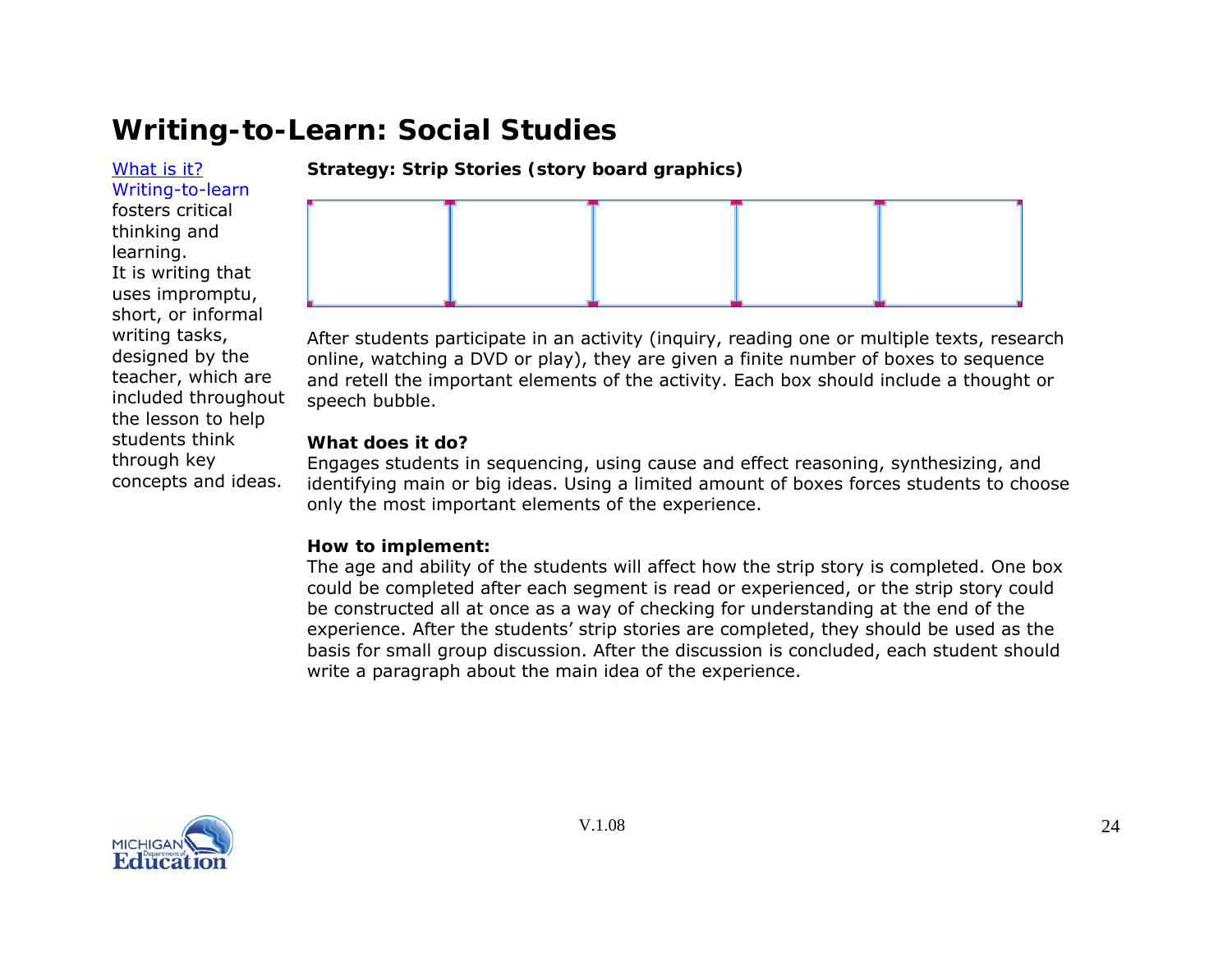# Writing-to-Learn: Social Studies

What is it?
Writing-to-learn fosters critical thinking and learning.
It is writing that uses impromptu, short, or informal writing tasks, designed by the teacher, which are included throughout the lesson to help students think through key concepts and ideas.

**Strategy: Strip Stories (story board graphics)**

| | | | | |
|---|---|---|---|---|
| | | | | |

After students participate in an activity (inquiry, reading one or multiple texts, research online, watching a DVD or play), they are given a finite number of boxes to sequence and retell the important elements of the activity. Each box should include a thought or speech bubble.

**What does it do?**
Engages students in sequencing, using cause and effect reasoning, synthesizing, and identifying main or big ideas. Using a limited amount of boxes forces students to choose only the most important elements of the experience.

**How to implement:**
The age and ability of the students will affect how the strip story is completed. One box could be completed after each segment is read or experienced, or the strip story could be constructed all at once as a way of checking for understanding at the end of the experience. After the students' strip stories are completed, they should be used as the basis for small group discussion. After the discussion is concluded, each student should write a paragraph about the main idea of the experience.

V.1.08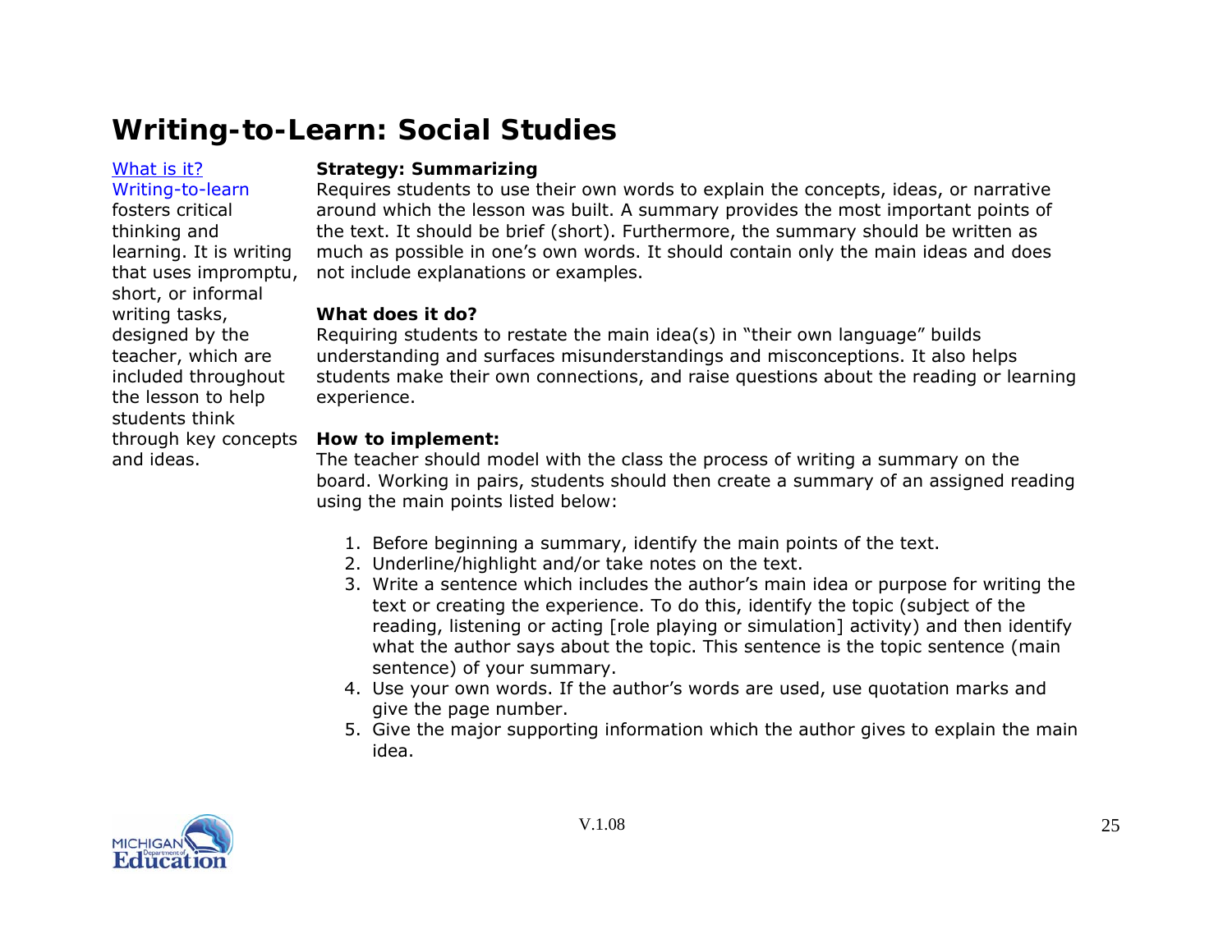# Writing-to-Learn: Social Studies

What is it?
Writing-to-learn fosters critical thinking and learning. It is writing that uses impromptu, short, or informal writing tasks, designed by the teacher, which are included throughout the lesson to help students think through key concepts and ideas.

**Strategy: Summarizing**
Requires students to use their own words to explain the concepts, ideas, or narrative around which the lesson was built. A summary provides the most important points of the text. It should be brief (short). Furthermore, the summary should be written as much as possible in one's own words. It should contain only the main ideas and does not include explanations or examples.

**What does it do?**
Requiring students to restate the main idea(s) in "their own language" builds understanding and surfaces misunderstandings and misconceptions. It also helps students make their own connections, and raise questions about the reading or learning experience.

**How to implement:**
The teacher should model with the class the process of writing a summary on the board. Working in pairs, students should then create a summary of an assigned reading using the main points listed below:

1. Before beginning a summary, identify the main points of the text.
2. Underline/highlight and/or take notes on the text.
3. Write a sentence which includes the author's main idea or purpose for writing the text or creating the experience. To do this, identify the topic (subject of the reading, listening or acting [role playing or simulation] activity) and then identify what the author says about the topic. This sentence is the topic sentence (main sentence) of your summary.
4. Use your own words. If the author's words are used, use quotation marks and give the page number.
5. Give the major supporting information which the author gives to explain the main idea.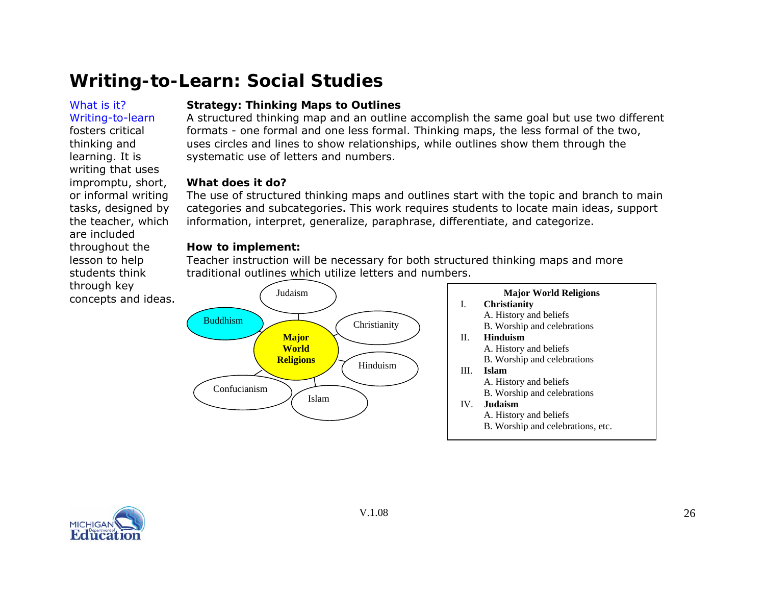# Writing-to-Learn: Social Studies

What is it?
Writing-to-learn fosters critical thinking and learning. It is writing that uses impromptu, short, or informal writing tasks, designed by the teacher, which are included throughout the lesson to help students think through key concepts and ideas.

**Strategy: Thinking Maps to Outlines**

A structured thinking map and an outline accomplish the same goal but use two different formats - one formal and one less formal. Thinking maps, the less formal of the two, uses circles and lines to show relationships, while outlines show them through the systematic use of letters and numbers.

**What does it do?**

The use of structured thinking maps and outlines start with the topic and branch to main categories and subcategories. This work requires students to locate main ideas, support information, interpret, generalize, paraphrase, differentiate, and categorize.

**How to implement:**

Teacher instruction will be necessary for both structured thinking maps and more traditional outlines which utilize letters and numbers.

Major World Religions: Judaism, Christianity, Hinduism, Islam, Confucianism, Buddhism

**Major World Religions**

I. **Christianity**
   A. History and beliefs
   B. Worship and celebrations
II. **Hinduism**
   A. History and beliefs
   B. Worship and celebrations
III. **Islam**
   A. History and beliefs
   B. Worship and celebrations
IV. **Judaism**
   A. History and beliefs
   B. Worship and celebrations, etc.

V.1.08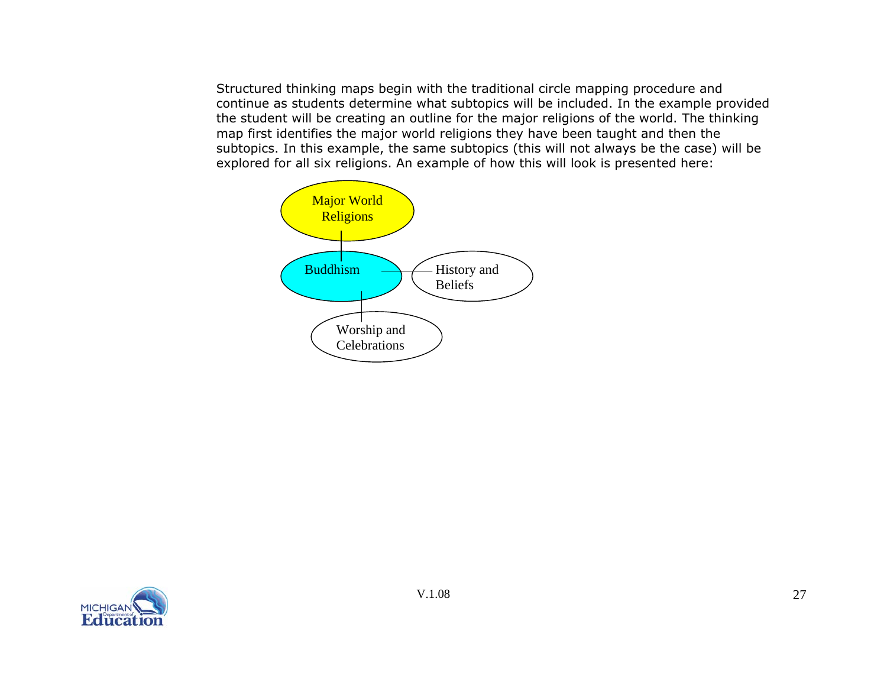Structured thinking maps begin with the traditional circle mapping procedure and continue as students determine what subtopics will be included. In the example provided the student will be creating an outline for the major religions of the world. The thinking map first identifies the major world religions they have been taught and then the subtopics. In this example, the same subtopics (this will not always be the case) will be explored for all six religions. An example of how this will look is presented here:

Major World Religions

Buddhism

History and Beliefs

Worship and Celebrations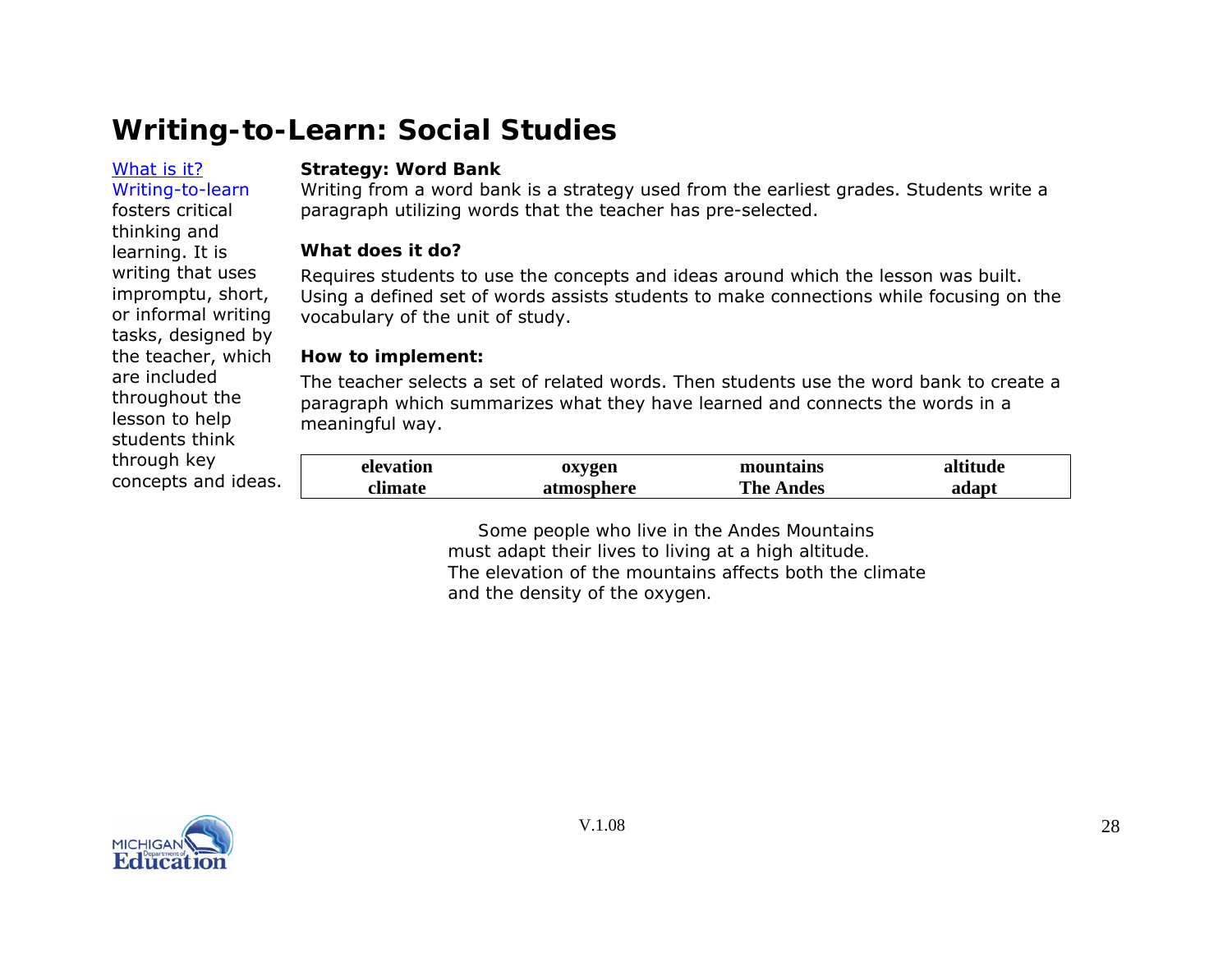# Writing-to-Learn: Social Studies

What is it?
Writing-to-learn fosters critical thinking and learning. It is writing that uses impromptu, short, or informal writing tasks, designed by the teacher, which are included throughout the lesson to help students think through key concepts and ideas.

**Strategy: Word Bank**

Writing from a word bank is a strategy used from the earliest grades. Students write a paragraph utilizing words that the teacher has pre-selected.

**What does it do?**

Requires students to use the concepts and ideas around which the lesson was built. Using a defined set of words assists students to make connections while focusing on the vocabulary of the unit of study.

**How to implement:**

The teacher selects a set of related words. Then students use the word bank to create a paragraph which summarizes what they have learned and connects the words in a meaningful way.

| elevation | oxygen | mountains | altitude |
|---|---|---|---|
| climate | atmosphere | The Andes | adapt |

Some people who live in the Andes Mountains must adapt their lives to living at a high altitude. The elevation of the mountains affects both the climate and the density of the oxygen.

V.1.08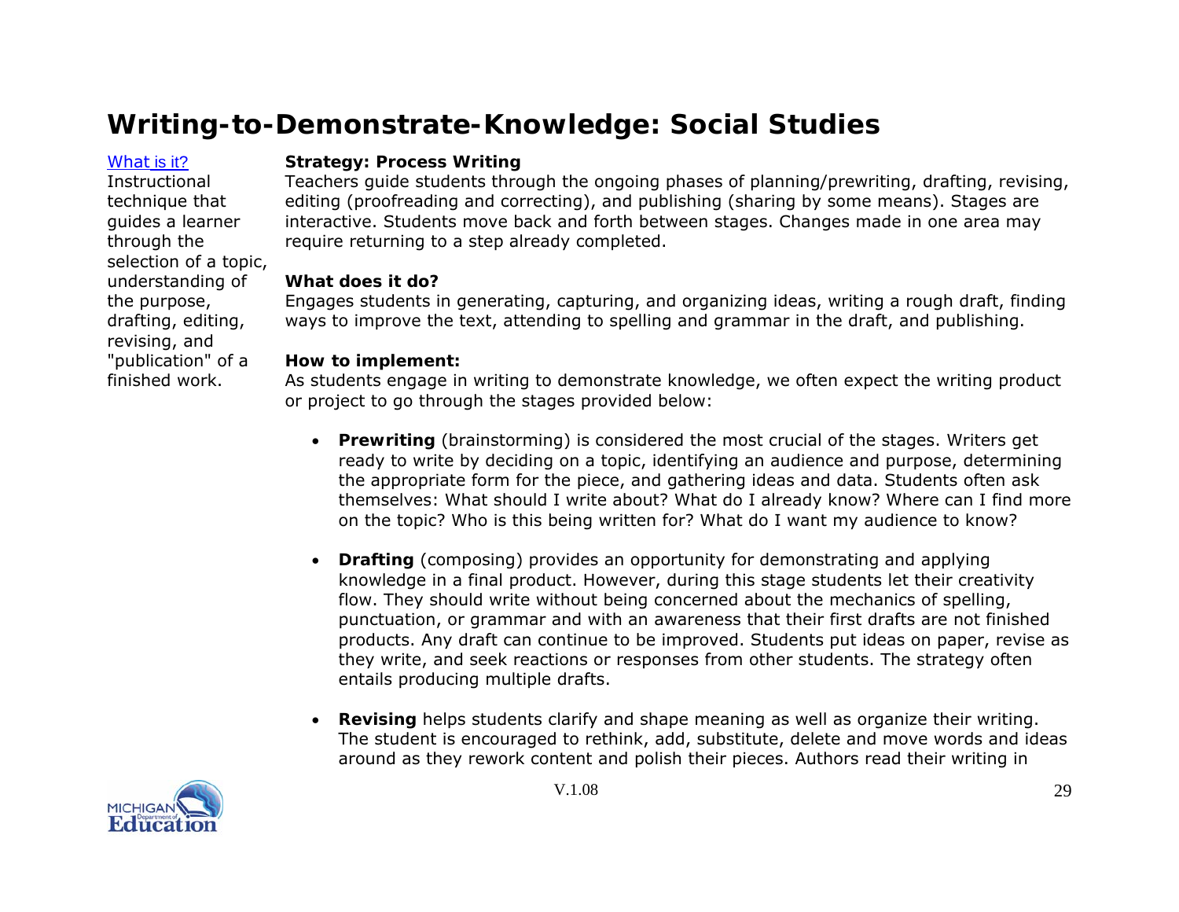# Writing-to-Demonstrate-Knowledge: Social Studies

What is it?
Instructional technique that guides a learner through the selection of a topic, understanding of the purpose, drafting, editing, revising, and "publication" of a finished work.

**Strategy: Process Writing**
Teachers guide students through the ongoing phases of planning/prewriting, drafting, revising, editing (proofreading and correcting), and publishing (sharing by some means). Stages are interactive. Students move back and forth between stages. Changes made in one area may require returning to a step already completed.

**What does it do?**
Engages students in generating, capturing, and organizing ideas, writing a rough draft, finding ways to improve the text, attending to spelling and grammar in the draft, and publishing.

**How to implement:**
As students engage in writing to demonstrate knowledge, we often expect the writing product or project to go through the stages provided below:

- **Prewriting** (brainstorming) is considered the most crucial of the stages. Writers get ready to write by deciding on a topic, identifying an audience and purpose, determining the appropriate form for the piece, and gathering ideas and data. Students often ask themselves: What should I write about? What do I already know? Where can I find more on the topic? Who is this being written for? What do I want my audience to know?

- **Drafting** (composing) provides an opportunity for demonstrating and applying knowledge in a final product. However, during this stage students let their creativity flow. They should write without being concerned about the mechanics of spelling, punctuation, or grammar and with an awareness that their first drafts are not finished products. Any draft can continue to be improved. Students put ideas on paper, revise as they write, and seek reactions or responses from other students. The strategy often entails producing multiple drafts.

- **Revising** helps students clarify and shape meaning as well as organize their writing. The student is encouraged to rethink, add, substitute, delete and move words and ideas around as they rework content and polish their pieces. Authors read their writing in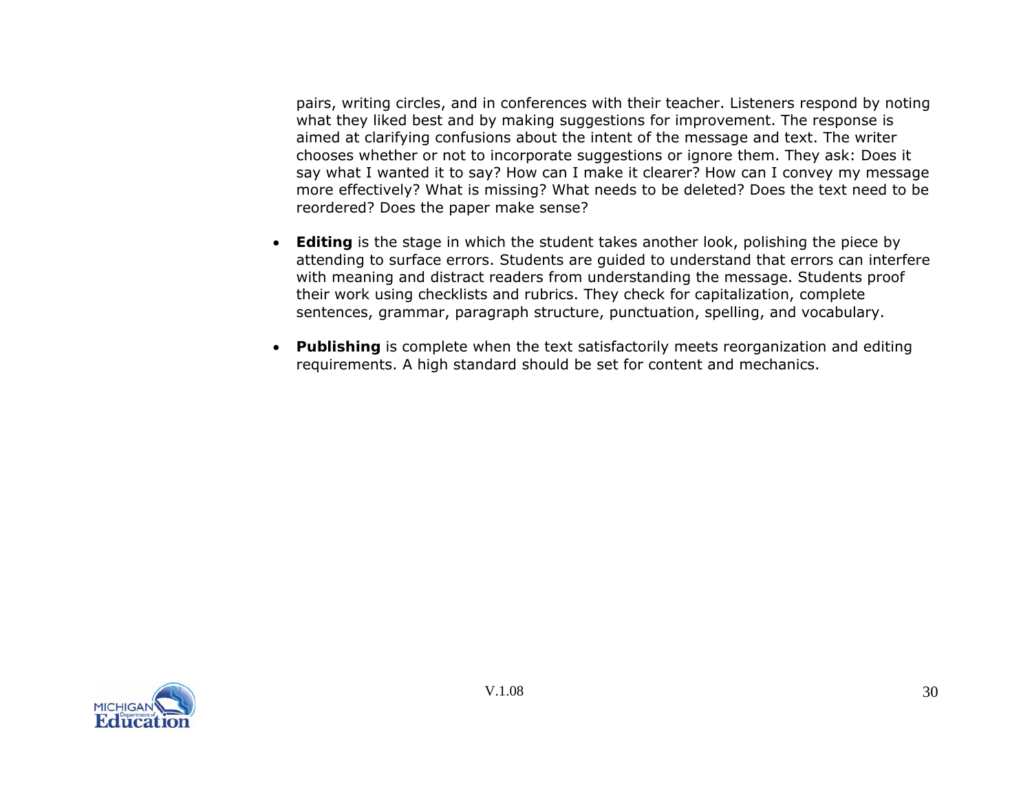pairs, writing circles, and in conferences with their teacher. Listeners respond by noting what they liked best and by making suggestions for improvement. The response is aimed at clarifying confusions about the intent of the message and text. The writer chooses whether or not to incorporate suggestions or ignore them. They ask: Does it say what I wanted it to say? How can I make it clearer? How can I convey my message more effectively? What is missing? What needs to be deleted? Does the text need to be reordered? Does the paper make sense?

- **Editing** is the stage in which the student takes another look, polishing the piece by attending to surface errors. Students are guided to understand that errors can interfere with meaning and distract readers from understanding the message. Students proof their work using checklists and rubrics. They check for capitalization, complete sentences, grammar, paragraph structure, punctuation, spelling, and vocabulary.

- **Publishing** is complete when the text satisfactorily meets reorganization and editing requirements. A high standard should be set for content and mechanics.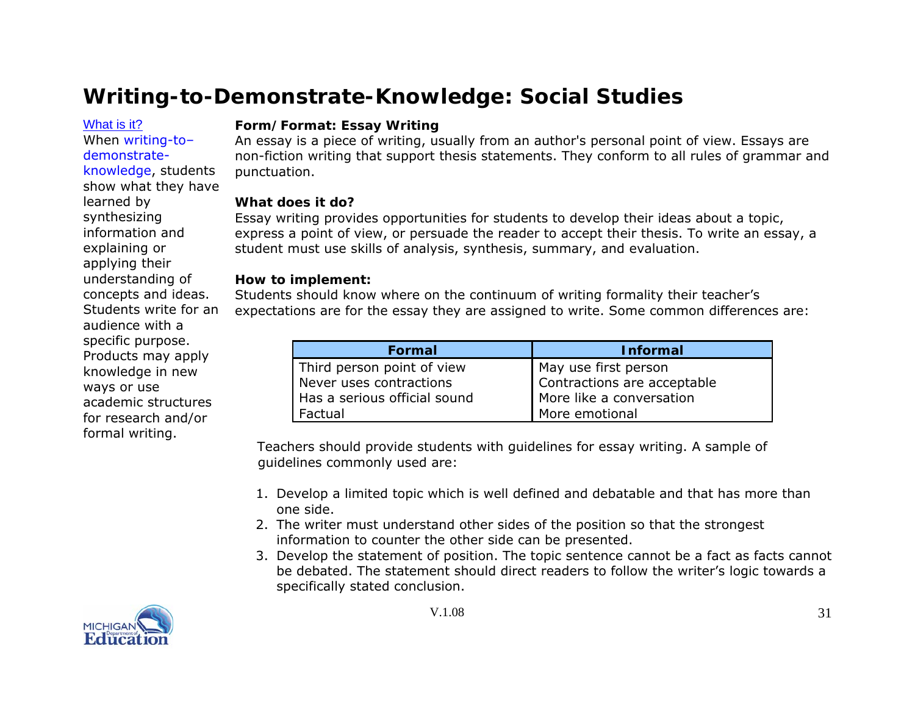# Writing-to-Demonstrate-Knowledge: Social Studies

What is it?
When writing-to–demonstrate-knowledge, students show what they have learned by synthesizing information and explaining or applying their understanding of concepts and ideas. Students write for an audience with a specific purpose. Products may apply knowledge in new ways or use academic structures for research and/or formal writing.

**Form/Format: Essay Writing**
An essay is a piece of writing, usually from an author's personal point of view. Essays are non-fiction writing that support thesis statements. They conform to all rules of grammar and punctuation.

**What does it do?**
Essay writing provides opportunities for students to develop their ideas about a topic, express a point of view, or persuade the reader to accept their thesis. To write an essay, a student must use skills of analysis, synthesis, summary, and evaluation.

**How to implement:**
Students should know where on the continuum of writing formality their teacher's expectations are for the essay they are assigned to write. Some common differences are:

| Formal | Informal |
|---|---|
| Third person point of view | May use first person |
| Never uses contractions | Contractions are acceptable |
| Has a serious official sound | More like a conversation |
| Factual | More emotional |

Teachers should provide students with guidelines for essay writing. A sample of guidelines commonly used are:

1. Develop a limited topic which is well defined and debatable and that has more than one side.
2. The writer must understand other sides of the position so that the strongest information to counter the other side can be presented.
3. Develop the statement of position. The topic sentence cannot be a fact as facts cannot be debated. The statement should direct readers to follow the writer's logic towards a specifically stated conclusion.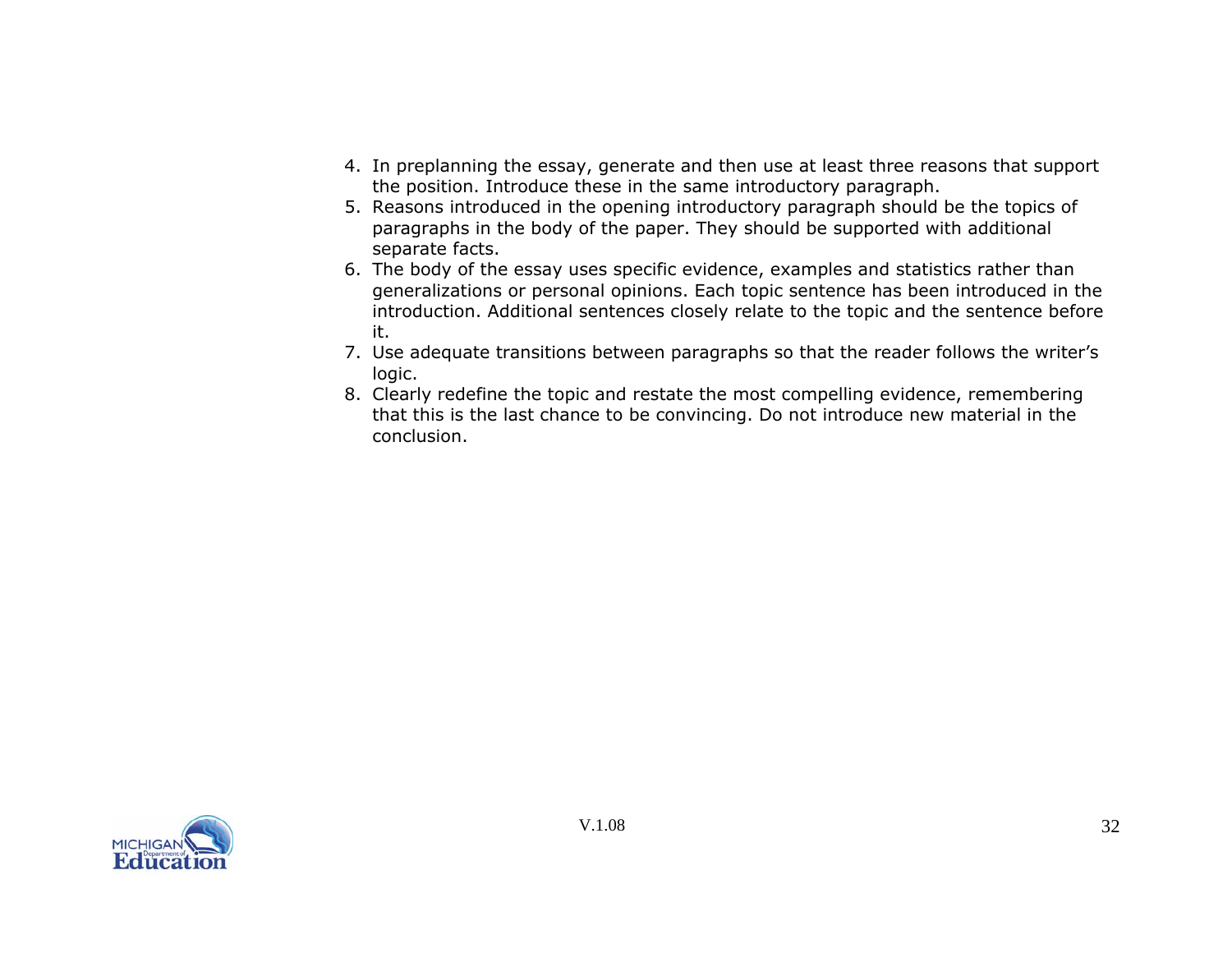4. In preplanning the essay, generate and then use at least three reasons that support the position. Introduce these in the same introductory paragraph.
5. Reasons introduced in the opening introductory paragraph should be the topics of paragraphs in the body of the paper. They should be supported with additional separate facts.
6. The body of the essay uses specific evidence, examples and statistics rather than generalizations or personal opinions. Each topic sentence has been introduced in the introduction. Additional sentences closely relate to the topic and the sentence before it.
7. Use adequate transitions between paragraphs so that the reader follows the writer's logic.
8. Clearly redefine the topic and restate the most compelling evidence, remembering that this is the last chance to be convincing. Do not introduce new material in the conclusion.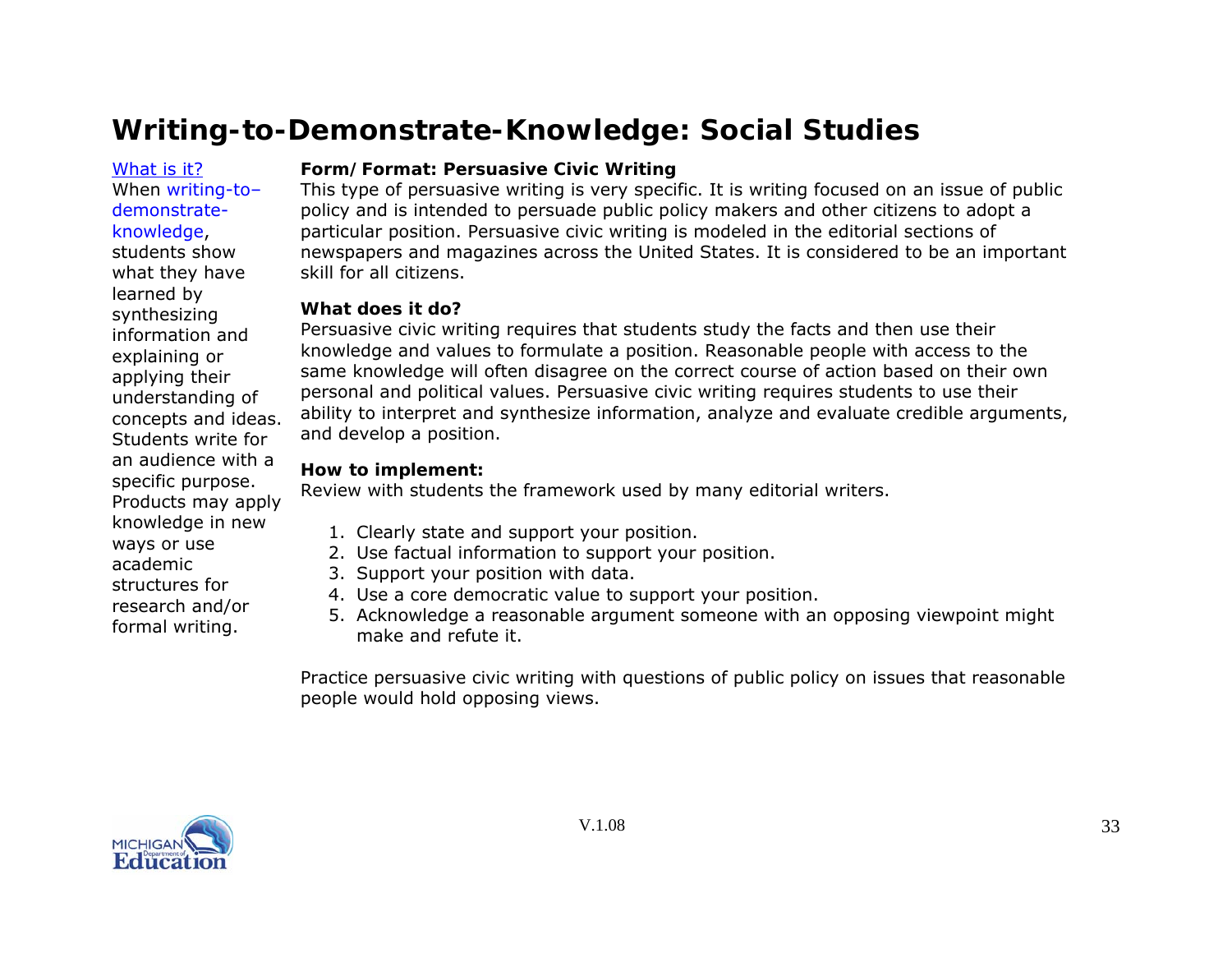# Writing-to-Demonstrate-Knowledge: Social Studies

What is it?

When writing-to–demonstrate-knowledge, students show what they have learned by synthesizing information and explaining or applying their understanding of concepts and ideas. Students write for an audience with a specific purpose. Products may apply knowledge in new ways or use academic structures for research and/or formal writing.

**Form/Format: Persuasive Civic Writing**

This type of persuasive writing is very specific. It is writing focused on an issue of public policy and is intended to persuade public policy makers and other citizens to adopt a particular position. Persuasive civic writing is modeled in the editorial sections of newspapers and magazines across the United States. It is considered to be an important skill for all citizens.

**What does it do?**

Persuasive civic writing requires that students study the facts and then use their knowledge and values to formulate a position. Reasonable people with access to the same knowledge will often disagree on the correct course of action based on their own personal and political values. Persuasive civic writing requires students to use their ability to interpret and synthesize information, analyze and evaluate credible arguments, and develop a position.

**How to implement:**

Review with students the framework used by many editorial writers.

1. Clearly state and support your position.
2. Use factual information to support your position.
3. Support your position with data.
4. Use a core democratic value to support your position.
5. Acknowledge a reasonable argument someone with an opposing viewpoint might make and refute it.

Practice persuasive civic writing with questions of public policy on issues that reasonable people would hold opposing views.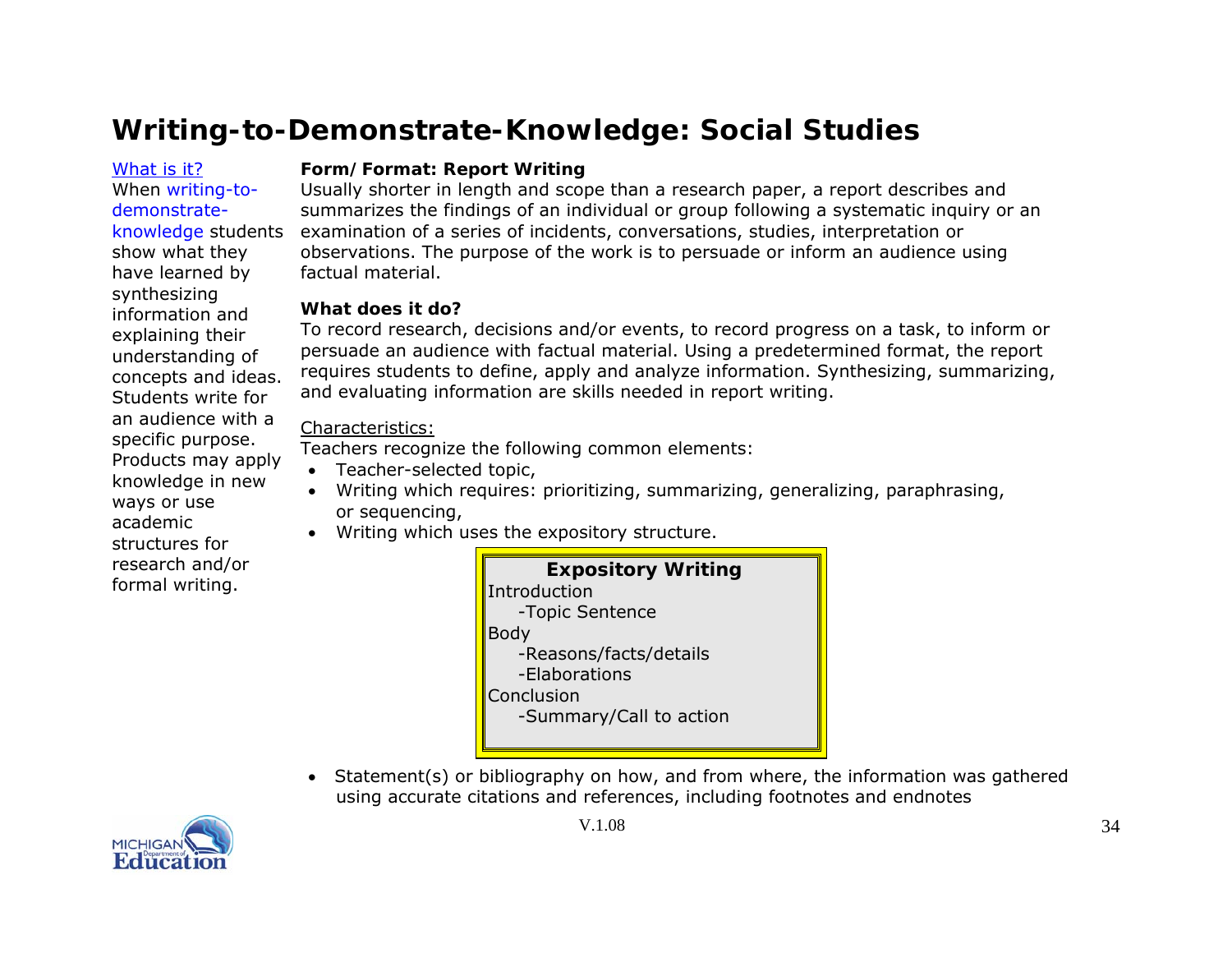# Writing-to-Demonstrate-Knowledge: Social Studies

What is it?

When writing-to-demonstrate-knowledge students show what they have learned by synthesizing information and explaining their understanding of concepts and ideas. Students write for an audience with a specific purpose. Products may apply knowledge in new ways or use academic structures for research and/or formal writing.

**Form/ Format: Report Writing**

Usually shorter in length and scope than a research paper, a report describes and summarizes the findings of an individual or group following a systematic inquiry or an examination of a series of incidents, conversations, studies, interpretation or observations. The purpose of the work is to persuade or inform an audience using factual material.

**What does it do?**

To record research, decisions and/or events, to record progress on a task, to inform or persuade an audience with factual material. Using a predetermined format, the report requires students to define, apply and analyze information. Synthesizing, summarizing, and evaluating information are skills needed in report writing.

Characteristics:

Teachers recognize the following common elements:

- Teacher-selected topic,
- Writing which requires: prioritizing, summarizing, generalizing, paraphrasing, or sequencing,
- Writing which uses the expository structure.

**Expository Writing**

Introduction
- Topic Sentence

Body
- Reasons/facts/details
- Elaborations

Conclusion
- Summary/Call to action

- Statement(s) or bibliography on how, and from where, the information was gathered using accurate citations and references, including footnotes and endnotes

V.1.08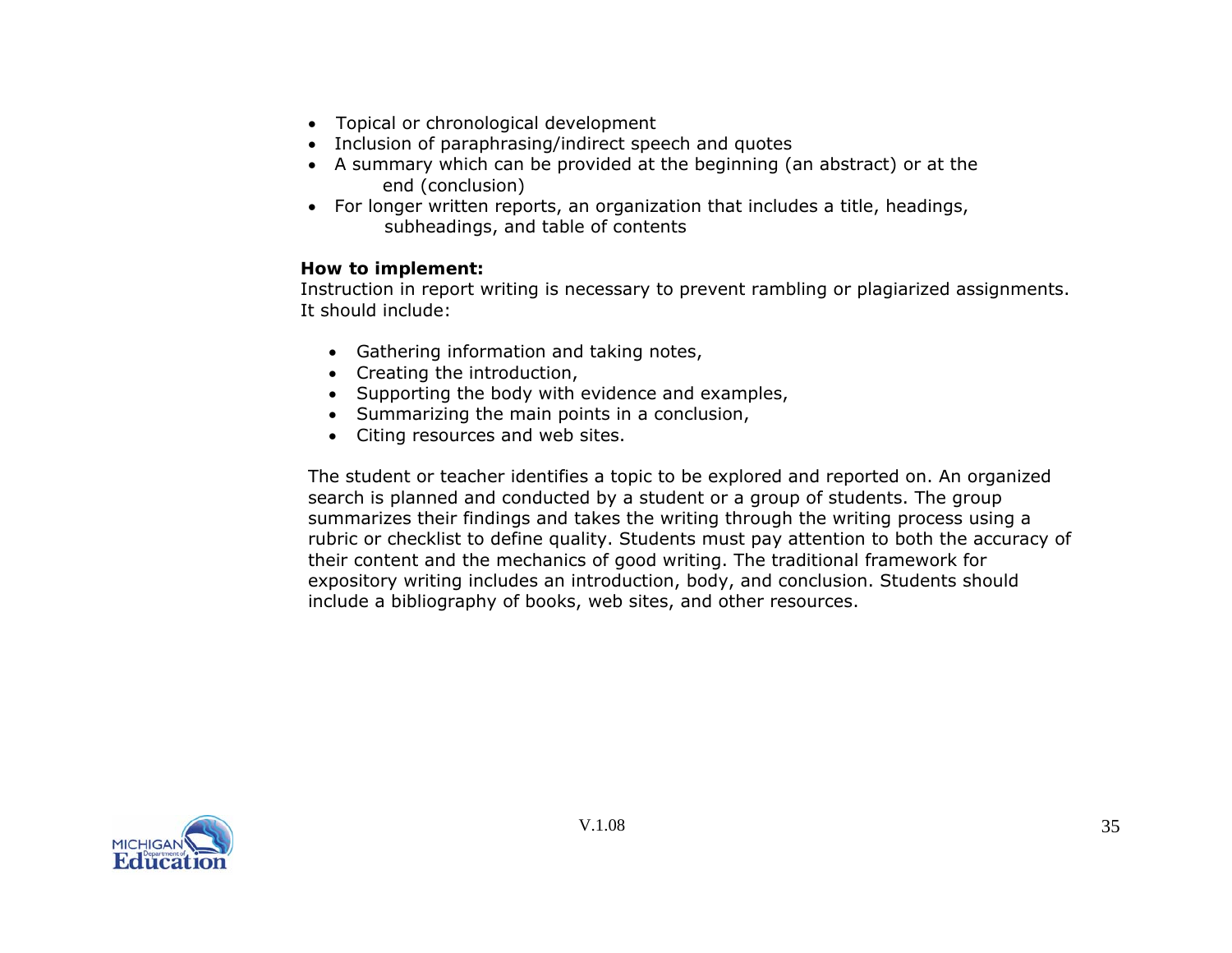- Topical or chronological development
- Inclusion of paraphrasing/indirect speech and quotes
- A summary which can be provided at the beginning (an abstract) or at the end (conclusion)
- For longer written reports, an organization that includes a title, headings, subheadings, and table of contents

**How to implement:**
Instruction in report writing is necessary to prevent rambling or plagiarized assignments. It should include:

- Gathering information and taking notes,
- Creating the introduction,
- Supporting the body with evidence and examples,
- Summarizing the main points in a conclusion,
- Citing resources and web sites.

The student or teacher identifies a topic to be explored and reported on. An organized search is planned and conducted by a student or a group of students. The group summarizes their findings and takes the writing through the writing process using a rubric or checklist to define quality. Students must pay attention to both the accuracy of their content and the mechanics of good writing. The traditional framework for expository writing includes an introduction, body, and conclusion. Students should include a bibliography of books, web sites, and other resources.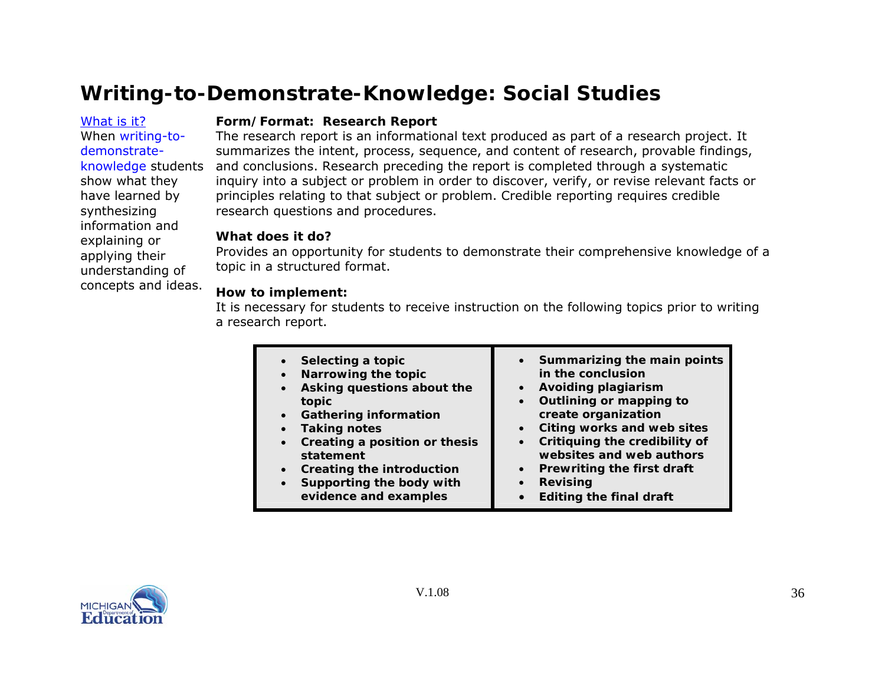# Writing-to-Demonstrate-Knowledge: Social Studies

What is it?

When writing-to-demonstrate-knowledge students show what they have learned by synthesizing information and explaining or applying their understanding of concepts and ideas.

**Form/Format: Research Report**

The research report is an informational text produced as part of a research project. It summarizes the intent, process, sequence, and content of research, provable findings, and conclusions. Research preceding the report is completed through a systematic inquiry into a subject or problem in order to discover, verify, or revise relevant facts or principles relating to that subject or problem. Credible reporting requires credible research questions and procedures.

**What does it do?**

Provides an opportunity for students to demonstrate their comprehensive knowledge of a topic in a structured format.

**How to implement:**

It is necessary for students to receive instruction on the following topics prior to writing a research report.

- **Selecting a topic**
- **Narrowing the topic**
- **Asking questions about the topic**
- **Gathering information**
- **Taking notes**
- **Creating a position or thesis statement**
- **Creating the introduction**
- **Supporting the body with evidence and examples**
- **Summarizing the main points in the conclusion**
- **Avoiding plagiarism**
- **Outlining or mapping to create organization**
- **Citing works and web sites**
- **Critiquing the credibility of websites and web authors**
- **Prewriting the first draft**
- **Revising**
- **Editing the final draft**

V.1.08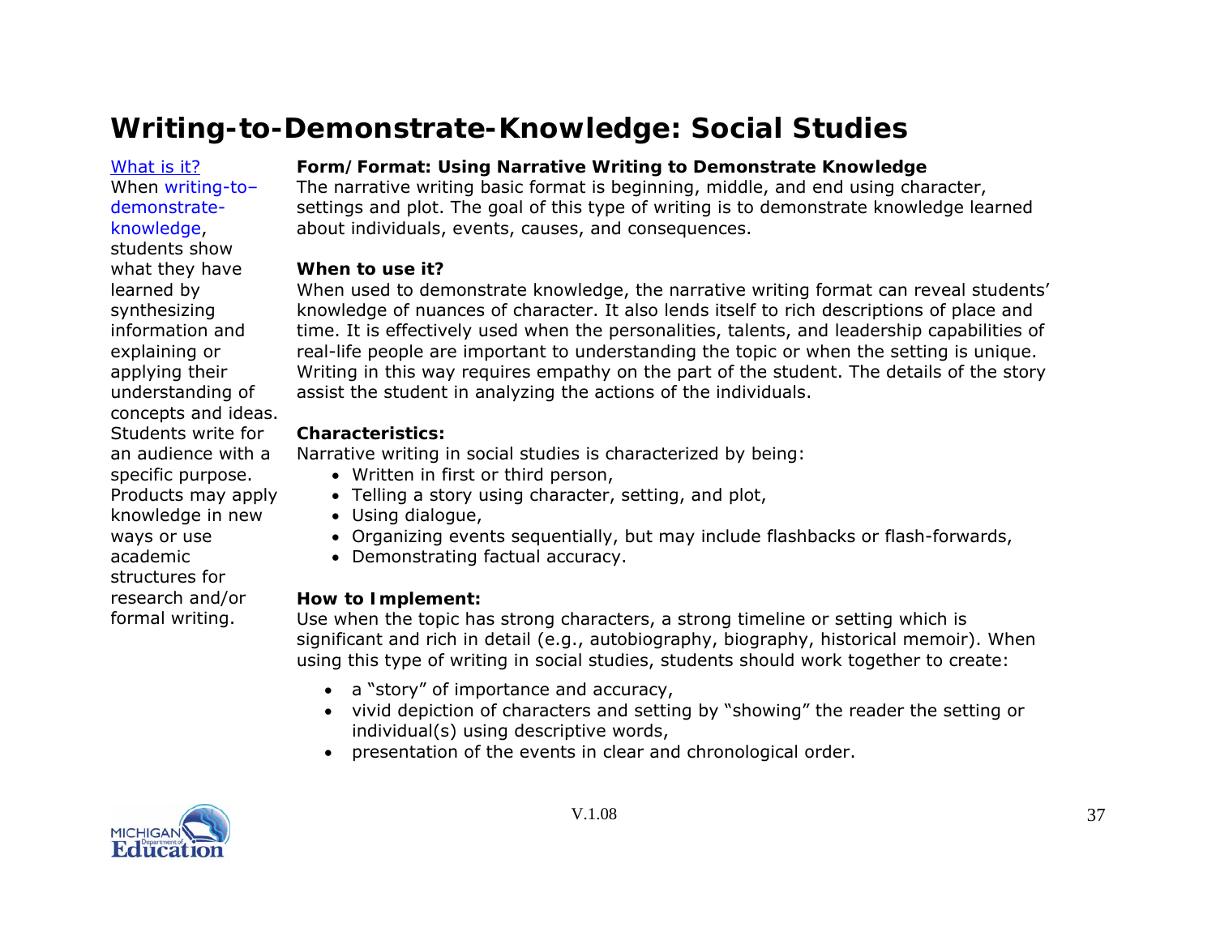# Writing-to-Demonstrate-Knowledge: Social Studies

What is it?
When writing-to–demonstrate-knowledge, students show what they have learned by synthesizing information and explaining or applying their understanding of concepts and ideas. Students write for an audience with a specific purpose. Products may apply knowledge in new ways or use academic structures for research and/or formal writing.

**Form/Format: Using Narrative Writing to Demonstrate Knowledge**
The narrative writing basic format is beginning, middle, and end using character, settings and plot. The goal of this type of writing is to demonstrate knowledge learned about individuals, events, causes, and consequences.

**When to use it?**
When used to demonstrate knowledge, the narrative writing format can reveal students' knowledge of nuances of character. It also lends itself to rich descriptions of place and time. It is effectively used when the personalities, talents, and leadership capabilities of real-life people are important to understanding the topic or when the setting is unique. Writing in this way requires empathy on the part of the student. The details of the story assist the student in analyzing the actions of the individuals.

**Characteristics:**
Narrative writing in social studies is characterized by being:

- Written in first or third person,
- Telling a story using character, setting, and plot,
- Using dialogue,
- Organizing events sequentially, but may include flashbacks or flash-forwards,
- Demonstrating factual accuracy.

**How to Implement:**
Use when the topic has strong characters, a strong timeline or setting which is significant and rich in detail (e.g., autobiography, biography, historical memoir). When using this type of writing in social studies, students should work together to create:

- a "story" of importance and accuracy,
- vivid depiction of characters and setting by "showing" the reader the setting or individual(s) using descriptive words,
- presentation of the events in clear and chronological order.